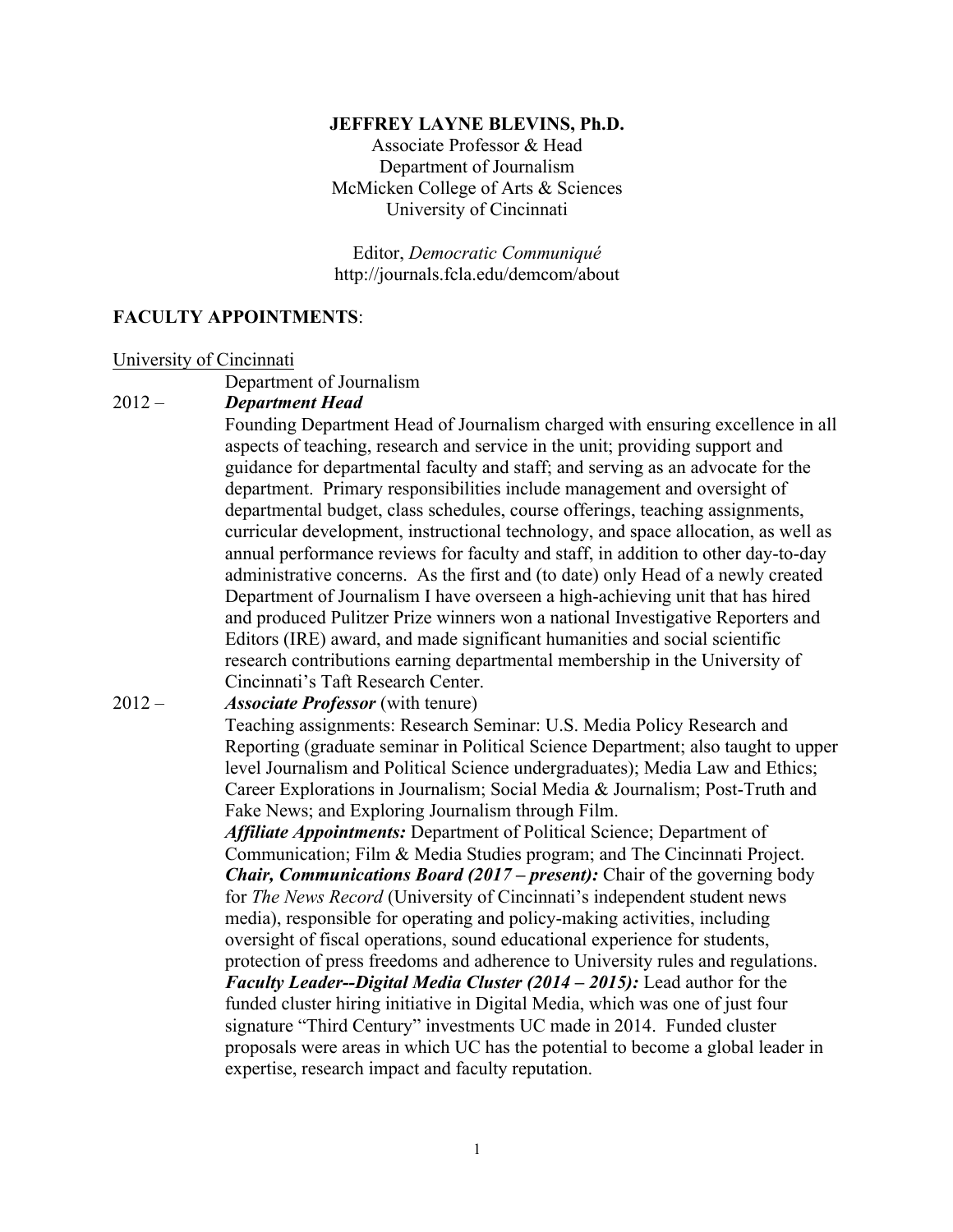**JEFFREY LAYNE BLEVINS, Ph.D.**

Associate Professor & Head
Department of Journalism
McMicken College of Arts & Sciences
University of Cincinnati

Editor, *Democratic Communiqué*
http://journals.fcla.edu/demcom/about

## FACULTY APPOINTMENTS:

University of Cincinnati

Department of Journalism

2012 – ***Department Head***

Founding Department Head of Journalism charged with ensuring excellence in all aspects of teaching, research and service in the unit; providing support and guidance for departmental faculty and staff; and serving as an advocate for the department. Primary responsibilities include management and oversight of departmental budget, class schedules, course offerings, teaching assignments, curricular development, instructional technology, and space allocation, as well as annual performance reviews for faculty and staff, in addition to other day-to-day administrative concerns. As the first and (to date) only Head of a newly created Department of Journalism I have overseen a high-achieving unit that has hired and produced Pulitzer Prize winners won a national Investigative Reporters and Editors (IRE) award, and made significant humanities and social scientific research contributions earning departmental membership in the University of Cincinnati's Taft Research Center.

2012 – ***Associate Professor*** (with tenure)

Teaching assignments: Research Seminar: U.S. Media Policy Research and Reporting (graduate seminar in Political Science Department; also taught to upper level Journalism and Political Science undergraduates); Media Law and Ethics; Career Explorations in Journalism; Social Media & Journalism; Post-Truth and Fake News; and Exploring Journalism through Film.

***Affiliate Appointments:*** Department of Political Science; Department of Communication; Film & Media Studies program; and The Cincinnati Project.

***Chair, Communications Board (2017 – present):*** Chair of the governing body for *The News Record* (University of Cincinnati's independent student news media), responsible for operating and policy-making activities, including oversight of fiscal operations, sound educational experience for students, protection of press freedoms and adherence to University rules and regulations.

***Faculty Leader--Digital Media Cluster (2014 – 2015):*** Lead author for the funded cluster hiring initiative in Digital Media, which was one of just four signature "Third Century" investments UC made in 2014. Funded cluster proposals were areas in which UC has the potential to become a global leader in expertise, research impact and faculty reputation.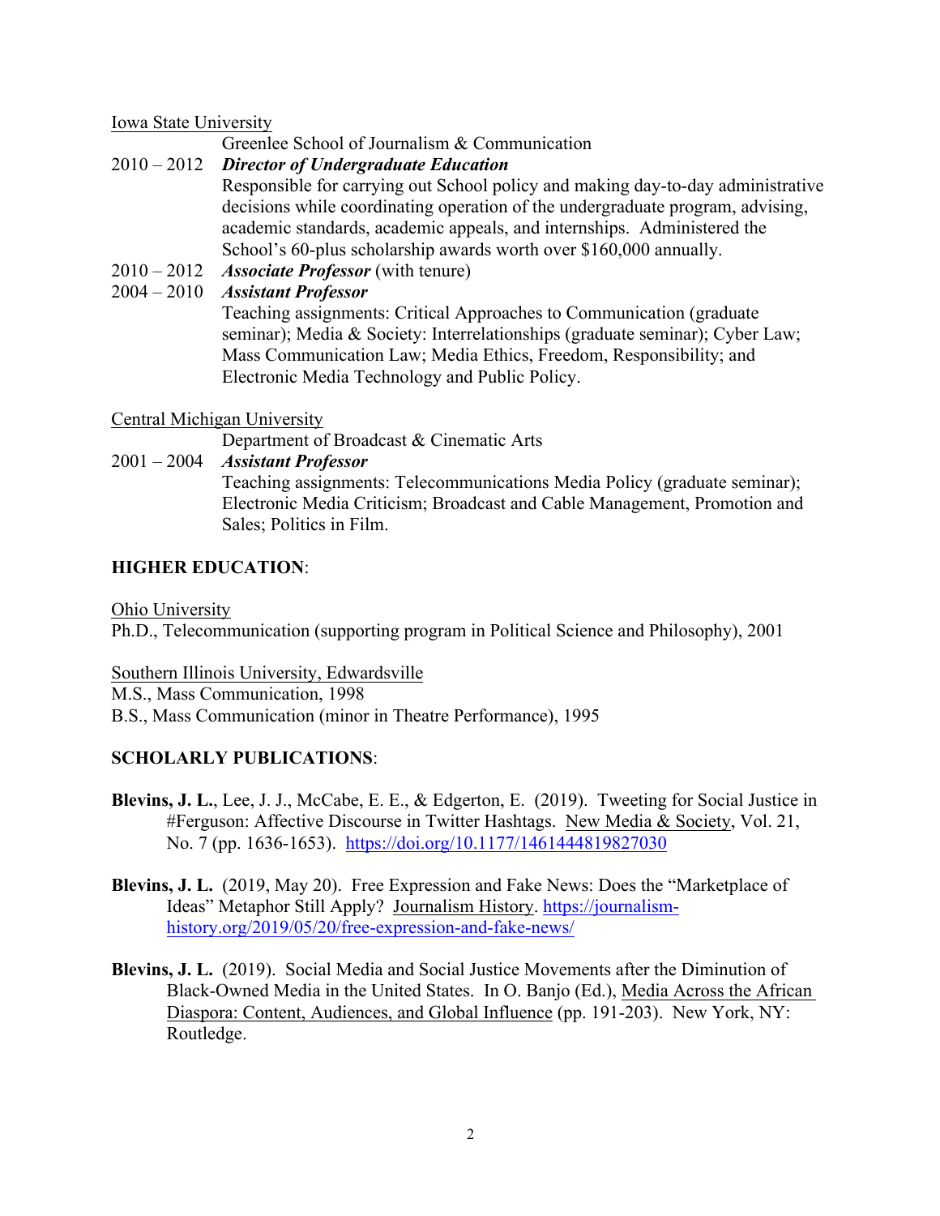Iowa State University

Greenlee School of Journalism & Communication

2010 – 2012 ***Director of Undergraduate Education***

Responsible for carrying out School policy and making day-to-day administrative decisions while coordinating operation of the undergraduate program, advising, academic standards, academic appeals, and internships. Administered the School's 60-plus scholarship awards worth over $160,000 annually.

2010 – 2012 ***Associate Professor*** (with tenure)

2004 – 2010 ***Assistant Professor***

Teaching assignments: Critical Approaches to Communication (graduate seminar); Media & Society: Interrelationships (graduate seminar); Cyber Law; Mass Communication Law; Media Ethics, Freedom, Responsibility; and Electronic Media Technology and Public Policy.

Central Michigan University

Department of Broadcast & Cinematic Arts

2001 – 2004 ***Assistant Professor***

Teaching assignments: Telecommunications Media Policy (graduate seminar); Electronic Media Criticism; Broadcast and Cable Management, Promotion and Sales; Politics in Film.

## HIGHER EDUCATION:

Ohio University

Ph.D., Telecommunication (supporting program in Political Science and Philosophy), 2001

Southern Illinois University, Edwardsville

M.S., Mass Communication, 1998

B.S., Mass Communication (minor in Theatre Performance), 1995

## SCHOLARLY PUBLICATIONS:

**Blevins, J. L.**, Lee, J. J., McCabe, E. E., & Edgerton, E. (2019). Tweeting for Social Justice in #Ferguson: Affective Discourse in Twitter Hashtags. New Media & Society, Vol. 21, No. 7 (pp. 1636-1653). https://doi.org/10.1177/1461444819827030

**Blevins, J. L.** (2019, May 20). Free Expression and Fake News: Does the "Marketplace of Ideas" Metaphor Still Apply? Journalism History. https://journalism-history.org/2019/05/20/free-expression-and-fake-news/

**Blevins, J. L.** (2019). Social Media and Social Justice Movements after the Diminution of Black-Owned Media in the United States. In O. Banjo (Ed.), Media Across the African Diaspora: Content, Audiences, and Global Influence (pp. 191-203). New York, NY: Routledge.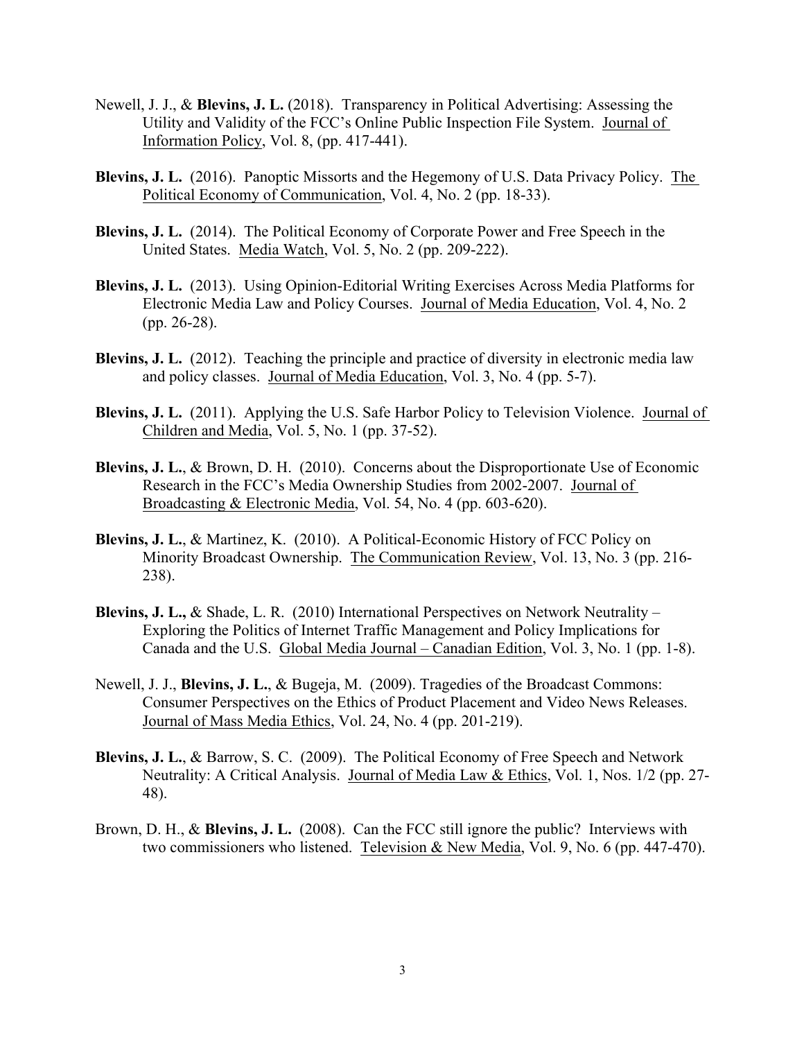Newell, J. J., & **Blevins, J. L.** (2018). Transparency in Political Advertising: Assessing the Utility and Validity of the FCC's Online Public Inspection File System. Journal of Information Policy, Vol. 8, (pp. 417-441).

**Blevins, J. L.** (2016). Panoptic Missorts and the Hegemony of U.S. Data Privacy Policy. The Political Economy of Communication, Vol. 4, No. 2 (pp. 18-33).

**Blevins, J. L.** (2014). The Political Economy of Corporate Power and Free Speech in the United States. Media Watch, Vol. 5, No. 2 (pp. 209-222).

**Blevins, J. L.** (2013). Using Opinion-Editorial Writing Exercises Across Media Platforms for Electronic Media Law and Policy Courses. Journal of Media Education, Vol. 4, No. 2 (pp. 26-28).

**Blevins, J. L.** (2012). Teaching the principle and practice of diversity in electronic media law and policy classes. Journal of Media Education, Vol. 3, No. 4 (pp. 5-7).

**Blevins, J. L.** (2011). Applying the U.S. Safe Harbor Policy to Television Violence. Journal of Children and Media, Vol. 5, No. 1 (pp. 37-52).

**Blevins, J. L.**, & Brown, D. H. (2010). Concerns about the Disproportionate Use of Economic Research in the FCC's Media Ownership Studies from 2002-2007. Journal of Broadcasting & Electronic Media, Vol. 54, No. 4 (pp. 603-620).

**Blevins, J. L.**, & Martinez, K. (2010). A Political-Economic History of FCC Policy on Minority Broadcast Ownership. The Communication Review, Vol. 13, No. 3 (pp. 216-238).

**Blevins, J. L.,** & Shade, L. R. (2010) International Perspectives on Network Neutrality – Exploring the Politics of Internet Traffic Management and Policy Implications for Canada and the U.S. Global Media Journal – Canadian Edition, Vol. 3, No. 1 (pp. 1-8).

Newell, J. J., **Blevins, J. L.**, & Bugeja, M. (2009). Tragedies of the Broadcast Commons: Consumer Perspectives on the Ethics of Product Placement and Video News Releases. Journal of Mass Media Ethics, Vol. 24, No. 4 (pp. 201-219).

**Blevins, J. L.**, & Barrow, S. C. (2009). The Political Economy of Free Speech and Network Neutrality: A Critical Analysis. Journal of Media Law & Ethics, Vol. 1, Nos. 1/2 (pp. 27-48).

Brown, D. H., & **Blevins, J. L.** (2008). Can the FCC still ignore the public? Interviews with two commissioners who listened. Television & New Media, Vol. 9, No. 6 (pp. 447-470).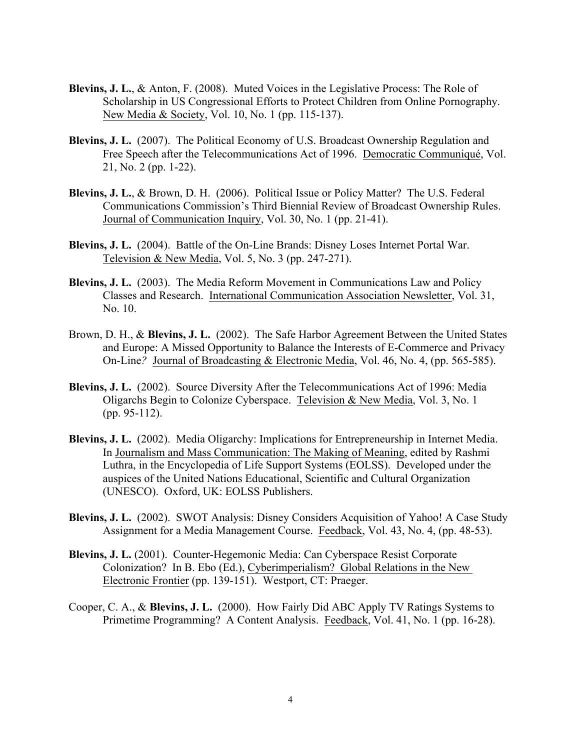**Blevins, J. L.**, & Anton, F. (2008). Muted Voices in the Legislative Process: The Role of Scholarship in US Congressional Efforts to Protect Children from Online Pornography. New Media & Society, Vol. 10, No. 1 (pp. 115-137).

**Blevins, J. L.** (2007). The Political Economy of U.S. Broadcast Ownership Regulation and Free Speech after the Telecommunications Act of 1996. Democratic Communiqué, Vol. 21, No. 2 (pp. 1-22).

**Blevins, J. L.**, & Brown, D. H. (2006). Political Issue or Policy Matter? The U.S. Federal Communications Commission's Third Biennial Review of Broadcast Ownership Rules. Journal of Communication Inquiry, Vol. 30, No. 1 (pp. 21-41).

**Blevins, J. L.** (2004). Battle of the On-Line Brands: Disney Loses Internet Portal War. Television & New Media, Vol. 5, No. 3 (pp. 247-271).

**Blevins, J. L.** (2003). The Media Reform Movement in Communications Law and Policy Classes and Research. International Communication Association Newsletter, Vol. 31, No. 10.

Brown, D. H., & **Blevins, J. L.** (2002). The Safe Harbor Agreement Between the United States and Europe: A Missed Opportunity to Balance the Interests of E-Commerce and Privacy On-Line*?* Journal of Broadcasting & Electronic Media, Vol. 46, No. 4, (pp. 565-585).

**Blevins, J. L.** (2002). Source Diversity After the Telecommunications Act of 1996: Media Oligarchs Begin to Colonize Cyberspace. Television & New Media, Vol. 3, No. 1 (pp. 95-112).

**Blevins, J. L.** (2002). Media Oligarchy: Implications for Entrepreneurship in Internet Media. In Journalism and Mass Communication: The Making of Meaning, edited by Rashmi Luthra, in the Encyclopedia of Life Support Systems (EOLSS). Developed under the auspices of the United Nations Educational, Scientific and Cultural Organization (UNESCO). Oxford, UK: EOLSS Publishers.

**Blevins, J. L.** (2002). SWOT Analysis: Disney Considers Acquisition of Yahoo! A Case Study Assignment for a Media Management Course. Feedback, Vol. 43, No. 4, (pp. 48-53).

**Blevins, J. L.** (2001). Counter-Hegemonic Media: Can Cyberspace Resist Corporate Colonization? In B. Ebo (Ed.), Cyberimperialism? Global Relations in the New Electronic Frontier (pp. 139-151). Westport, CT: Praeger.

Cooper, C. A., & **Blevins, J. L.** (2000). How Fairly Did ABC Apply TV Ratings Systems to Primetime Programming? A Content Analysis. Feedback, Vol. 41, No. 1 (pp. 16-28).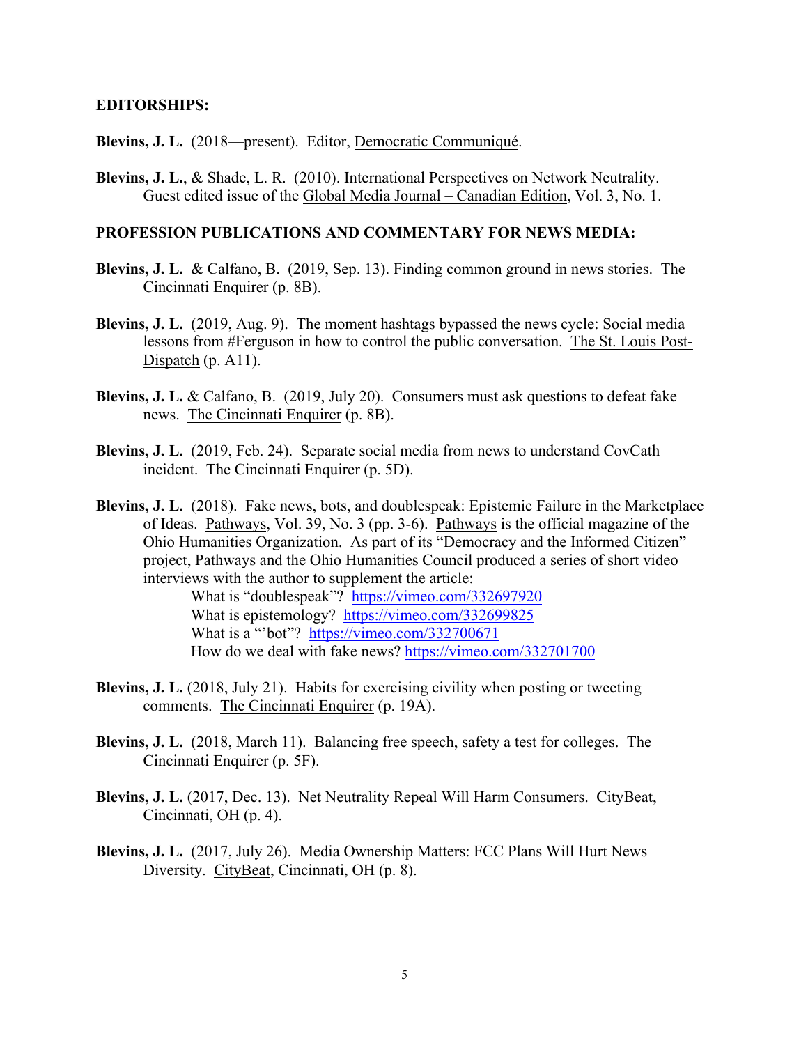**EDITORSHIPS:**

**Blevins, J. L.** (2018—present). Editor, Democratic Communiqué.

**Blevins, J. L.**, & Shade, L. R. (2010). International Perspectives on Network Neutrality. Guest edited issue of the Global Media Journal – Canadian Edition, Vol. 3, No. 1.

**PROFESSION PUBLICATIONS AND COMMENTARY FOR NEWS MEDIA:**

**Blevins, J. L.** & Calfano, B. (2019, Sep. 13). Finding common ground in news stories. The Cincinnati Enquirer (p. 8B).

**Blevins, J. L.** (2019, Aug. 9). The moment hashtags bypassed the news cycle: Social media lessons from #Ferguson in how to control the public conversation. The St. Louis Post-Dispatch (p. A11).

**Blevins, J. L.** & Calfano, B. (2019, July 20). Consumers must ask questions to defeat fake news. The Cincinnati Enquirer (p. 8B).

**Blevins, J. L.** (2019, Feb. 24). Separate social media from news to understand CovCath incident. The Cincinnati Enquirer (p. 5D).

**Blevins, J. L.** (2018). Fake news, bots, and doublespeak: Epistemic Failure in the Marketplace of Ideas. Pathways, Vol. 39, No. 3 (pp. 3-6). Pathways is the official magazine of the Ohio Humanities Organization. As part of its "Democracy and the Informed Citizen" project, Pathways and the Ohio Humanities Council produced a series of short video interviews with the author to supplement the article:

What is "doublespeak"? https://vimeo.com/332697920
What is epistemology? https://vimeo.com/332699825
What is a "'bot"? https://vimeo.com/332700671
How do we deal with fake news? https://vimeo.com/332701700

**Blevins, J. L.** (2018, July 21). Habits for exercising civility when posting or tweeting comments. The Cincinnati Enquirer (p. 19A).

**Blevins, J. L.** (2018, March 11). Balancing free speech, safety a test for colleges. The Cincinnati Enquirer (p. 5F).

**Blevins, J. L.** (2017, Dec. 13). Net Neutrality Repeal Will Harm Consumers. CityBeat, Cincinnati, OH (p. 4).

**Blevins, J. L.** (2017, July 26). Media Ownership Matters: FCC Plans Will Hurt News Diversity. CityBeat, Cincinnati, OH (p. 8).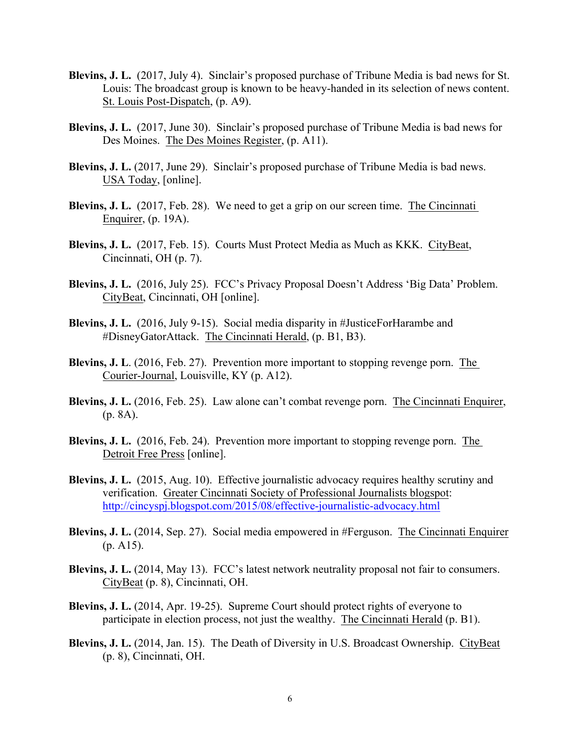**Blevins, J. L.** (2017, July 4). Sinclair's proposed purchase of Tribune Media is bad news for St. Louis: The broadcast group is known to be heavy-handed in its selection of news content. St. Louis Post-Dispatch, (p. A9).

**Blevins, J. L.** (2017, June 30). Sinclair's proposed purchase of Tribune Media is bad news for Des Moines. The Des Moines Register, (p. A11).

**Blevins, J. L.** (2017, June 29). Sinclair's proposed purchase of Tribune Media is bad news. USA Today, [online].

**Blevins, J. L.** (2017, Feb. 28). We need to get a grip on our screen time. The Cincinnati Enquirer, (p. 19A).

**Blevins, J. L.** (2017, Feb. 15). Courts Must Protect Media as Much as KKK. CityBeat, Cincinnati, OH (p. 7).

**Blevins, J. L.** (2016, July 25). FCC's Privacy Proposal Doesn't Address 'Big Data' Problem. CityBeat, Cincinnati, OH [online].

**Blevins, J. L.** (2016, July 9-15). Social media disparity in #JusticeForHarambe and #DisneyGatorAttack. The Cincinnati Herald, (p. B1, B3).

**Blevins, J. L**. (2016, Feb. 27). Prevention more important to stopping revenge porn. The Courier-Journal, Louisville, KY (p. A12).

**Blevins, J. L.** (2016, Feb. 25). Law alone can't combat revenge porn. The Cincinnati Enquirer, (p. 8A).

**Blevins, J. L.** (2016, Feb. 24). Prevention more important to stopping revenge porn. The Detroit Free Press [online].

**Blevins, J. L.** (2015, Aug. 10). Effective journalistic advocacy requires healthy scrutiny and verification. Greater Cincinnati Society of Professional Journalists blogspot: http://cincyspj.blogspot.com/2015/08/effective-journalistic-advocacy.html

**Blevins, J. L.** (2014, Sep. 27). Social media empowered in #Ferguson. The Cincinnati Enquirer (p. A15).

**Blevins, J. L.** (2014, May 13). FCC's latest network neutrality proposal not fair to consumers. CityBeat (p. 8), Cincinnati, OH.

**Blevins, J. L.** (2014, Apr. 19-25). Supreme Court should protect rights of everyone to participate in election process, not just the wealthy. The Cincinnati Herald (p. B1).

**Blevins, J. L.** (2014, Jan. 15). The Death of Diversity in U.S. Broadcast Ownership. CityBeat (p. 8), Cincinnati, OH.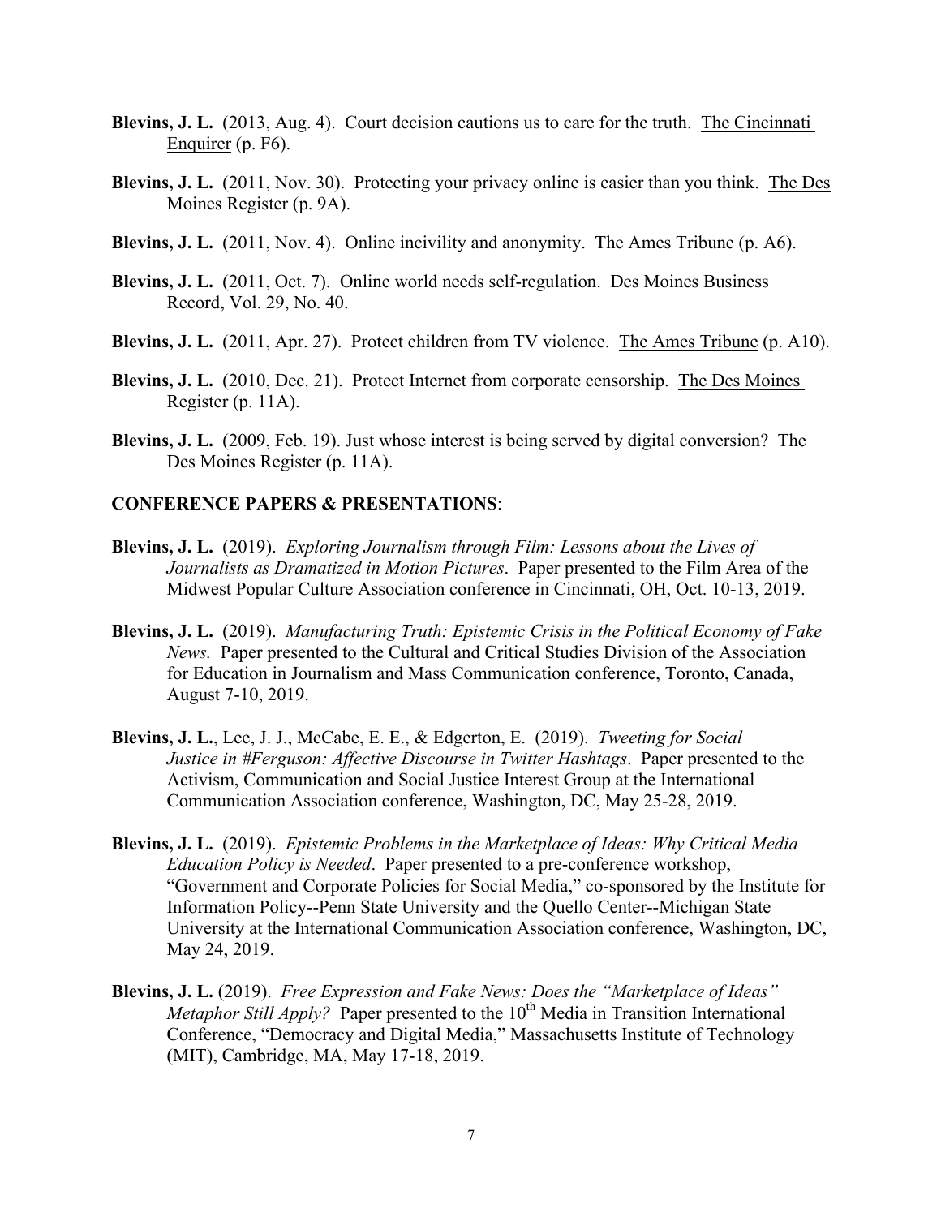**Blevins, J. L.** (2013, Aug. 4). Court decision cautions us to care for the truth. The Cincinnati Enquirer (p. F6).

**Blevins, J. L.** (2011, Nov. 30). Protecting your privacy online is easier than you think. The Des Moines Register (p. 9A).

**Blevins, J. L.** (2011, Nov. 4). Online incivility and anonymity. The Ames Tribune (p. A6).

**Blevins, J. L.** (2011, Oct. 7). Online world needs self-regulation. Des Moines Business Record, Vol. 29, No. 40.

**Blevins, J. L.** (2011, Apr. 27). Protect children from TV violence. The Ames Tribune (p. A10).

**Blevins, J. L.** (2010, Dec. 21). Protect Internet from corporate censorship. The Des Moines Register (p. 11A).

**Blevins, J. L.** (2009, Feb. 19). Just whose interest is being served by digital conversion? The Des Moines Register (p. 11A).

**CONFERENCE PAPERS & PRESENTATIONS**:

**Blevins, J. L.** (2019). *Exploring Journalism through Film: Lessons about the Lives of Journalists as Dramatized in Motion Pictures*. Paper presented to the Film Area of the Midwest Popular Culture Association conference in Cincinnati, OH, Oct. 10-13, 2019.

**Blevins, J. L.** (2019). *Manufacturing Truth: Epistemic Crisis in the Political Economy of Fake News.* Paper presented to the Cultural and Critical Studies Division of the Association for Education in Journalism and Mass Communication conference, Toronto, Canada, August 7-10, 2019.

**Blevins, J. L.**, Lee, J. J., McCabe, E. E., & Edgerton, E. (2019). *Tweeting for Social Justice in #Ferguson: Affective Discourse in Twitter Hashtags*. Paper presented to the Activism, Communication and Social Justice Interest Group at the International Communication Association conference, Washington, DC, May 25-28, 2019.

**Blevins, J. L.** (2019). *Epistemic Problems in the Marketplace of Ideas: Why Critical Media Education Policy is Needed*. Paper presented to a pre-conference workshop, "Government and Corporate Policies for Social Media," co-sponsored by the Institute for Information Policy--Penn State University and the Quello Center--Michigan State University at the International Communication Association conference, Washington, DC, May 24, 2019.

**Blevins, J. L.** (2019). *Free Expression and Fake News: Does the "Marketplace of Ideas" Metaphor Still Apply?* Paper presented to the 10th Media in Transition International Conference, "Democracy and Digital Media," Massachusetts Institute of Technology (MIT), Cambridge, MA, May 17-18, 2019.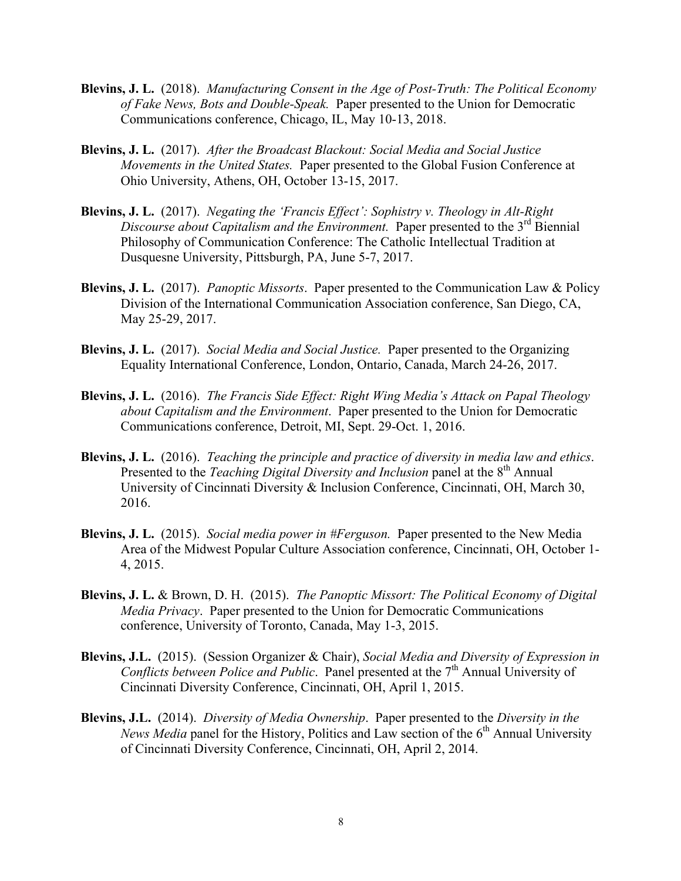**Blevins, J. L.** (2018). *Manufacturing Consent in the Age of Post-Truth: The Political Economy of Fake News, Bots and Double-Speak.* Paper presented to the Union for Democratic Communications conference, Chicago, IL, May 10-13, 2018.

**Blevins, J. L.** (2017). *After the Broadcast Blackout: Social Media and Social Justice Movements in the United States.* Paper presented to the Global Fusion Conference at Ohio University, Athens, OH, October 13-15, 2017.

**Blevins, J. L.** (2017). *Negating the 'Francis Effect': Sophistry v. Theology in Alt-Right Discourse about Capitalism and the Environment.* Paper presented to the 3rd Biennial Philosophy of Communication Conference: The Catholic Intellectual Tradition at Dusquesne University, Pittsburgh, PA, June 5-7, 2017.

**Blevins, J. L.** (2017). *Panoptic Missorts*. Paper presented to the Communication Law & Policy Division of the International Communication Association conference, San Diego, CA, May 25-29, 2017.

**Blevins, J. L.** (2017). *Social Media and Social Justice.* Paper presented to the Organizing Equality International Conference, London, Ontario, Canada, March 24-26, 2017.

**Blevins, J. L.** (2016). *The Francis Side Effect: Right Wing Media's Attack on Papal Theology about Capitalism and the Environment*. Paper presented to the Union for Democratic Communications conference, Detroit, MI, Sept. 29-Oct. 1, 2016.

**Blevins, J. L.** (2016). *Teaching the principle and practice of diversity in media law and ethics*. Presented to the *Teaching Digital Diversity and Inclusion* panel at the 8th Annual University of Cincinnati Diversity & Inclusion Conference, Cincinnati, OH, March 30, 2016.

**Blevins, J. L.** (2015). *Social media power in #Ferguson.* Paper presented to the New Media Area of the Midwest Popular Culture Association conference, Cincinnati, OH, October 1-4, 2015.

**Blevins, J. L.** & Brown, D. H. (2015). *The Panoptic Missort: The Political Economy of Digital Media Privacy*. Paper presented to the Union for Democratic Communications conference, University of Toronto, Canada, May 1-3, 2015.

**Blevins, J.L.** (2015). (Session Organizer & Chair), *Social Media and Diversity of Expression in Conflicts between Police and Public*. Panel presented at the 7th Annual University of Cincinnati Diversity Conference, Cincinnati, OH, April 1, 2015.

**Blevins, J.L.** (2014). *Diversity of Media Ownership*. Paper presented to the *Diversity in the News Media* panel for the History, Politics and Law section of the 6th Annual University of Cincinnati Diversity Conference, Cincinnati, OH, April 2, 2014.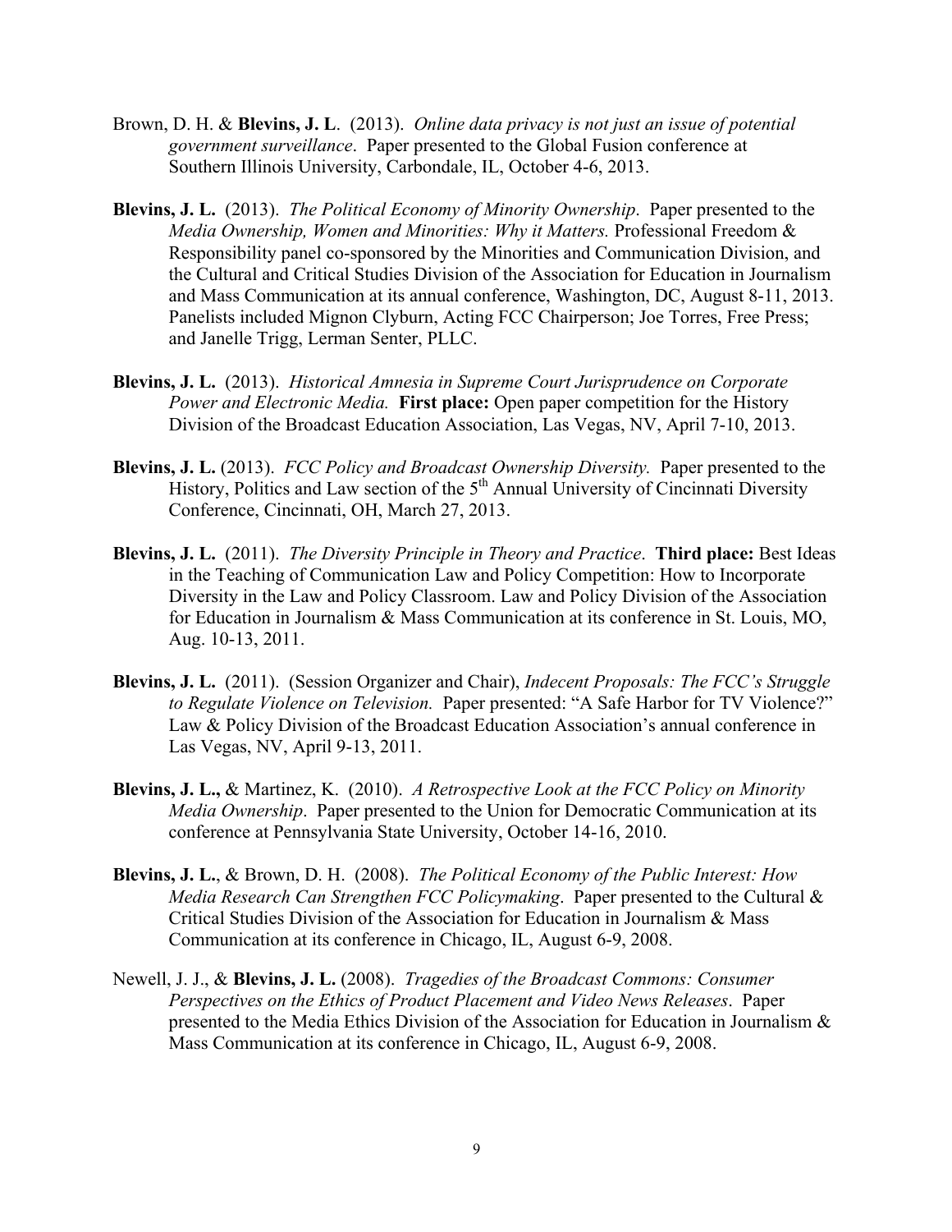Brown, D. H. & **Blevins, J. L**. (2013). *Online data privacy is not just an issue of potential government surveillance*. Paper presented to the Global Fusion conference at Southern Illinois University, Carbondale, IL, October 4-6, 2013.

**Blevins, J. L.** (2013). *The Political Economy of Minority Ownership*. Paper presented to the *Media Ownership, Women and Minorities: Why it Matters.* Professional Freedom & Responsibility panel co-sponsored by the Minorities and Communication Division, and the Cultural and Critical Studies Division of the Association for Education in Journalism and Mass Communication at its annual conference, Washington, DC, August 8-11, 2013. Panelists included Mignon Clyburn, Acting FCC Chairperson; Joe Torres, Free Press; and Janelle Trigg, Lerman Senter, PLLC.

**Blevins, J. L.** (2013). *Historical Amnesia in Supreme Court Jurisprudence on Corporate Power and Electronic Media.* **First place:** Open paper competition for the History Division of the Broadcast Education Association, Las Vegas, NV, April 7-10, 2013.

**Blevins, J. L.** (2013). *FCC Policy and Broadcast Ownership Diversity.* Paper presented to the History, Politics and Law section of the 5th Annual University of Cincinnati Diversity Conference, Cincinnati, OH, March 27, 2013.

**Blevins, J. L.** (2011). *The Diversity Principle in Theory and Practice*. **Third place:** Best Ideas in the Teaching of Communication Law and Policy Competition: How to Incorporate Diversity in the Law and Policy Classroom. Law and Policy Division of the Association for Education in Journalism & Mass Communication at its conference in St. Louis, MO, Aug. 10-13, 2011.

**Blevins, J. L.** (2011). (Session Organizer and Chair), *Indecent Proposals: The FCC's Struggle to Regulate Violence on Television.* Paper presented: "A Safe Harbor for TV Violence?" Law & Policy Division of the Broadcast Education Association's annual conference in Las Vegas, NV, April 9-13, 2011.

**Blevins, J. L.,** & Martinez, K. (2010). *A Retrospective Look at the FCC Policy on Minority Media Ownership*. Paper presented to the Union for Democratic Communication at its conference at Pennsylvania State University, October 14-16, 2010.

**Blevins, J. L.**, & Brown, D. H. (2008). *The Political Economy of the Public Interest: How Media Research Can Strengthen FCC Policymaking*. Paper presented to the Cultural & Critical Studies Division of the Association for Education in Journalism & Mass Communication at its conference in Chicago, IL, August 6-9, 2008.

Newell, J. J., & **Blevins, J. L.** (2008). *Tragedies of the Broadcast Commons: Consumer Perspectives on the Ethics of Product Placement and Video News Releases*. Paper presented to the Media Ethics Division of the Association for Education in Journalism & Mass Communication at its conference in Chicago, IL, August 6-9, 2008.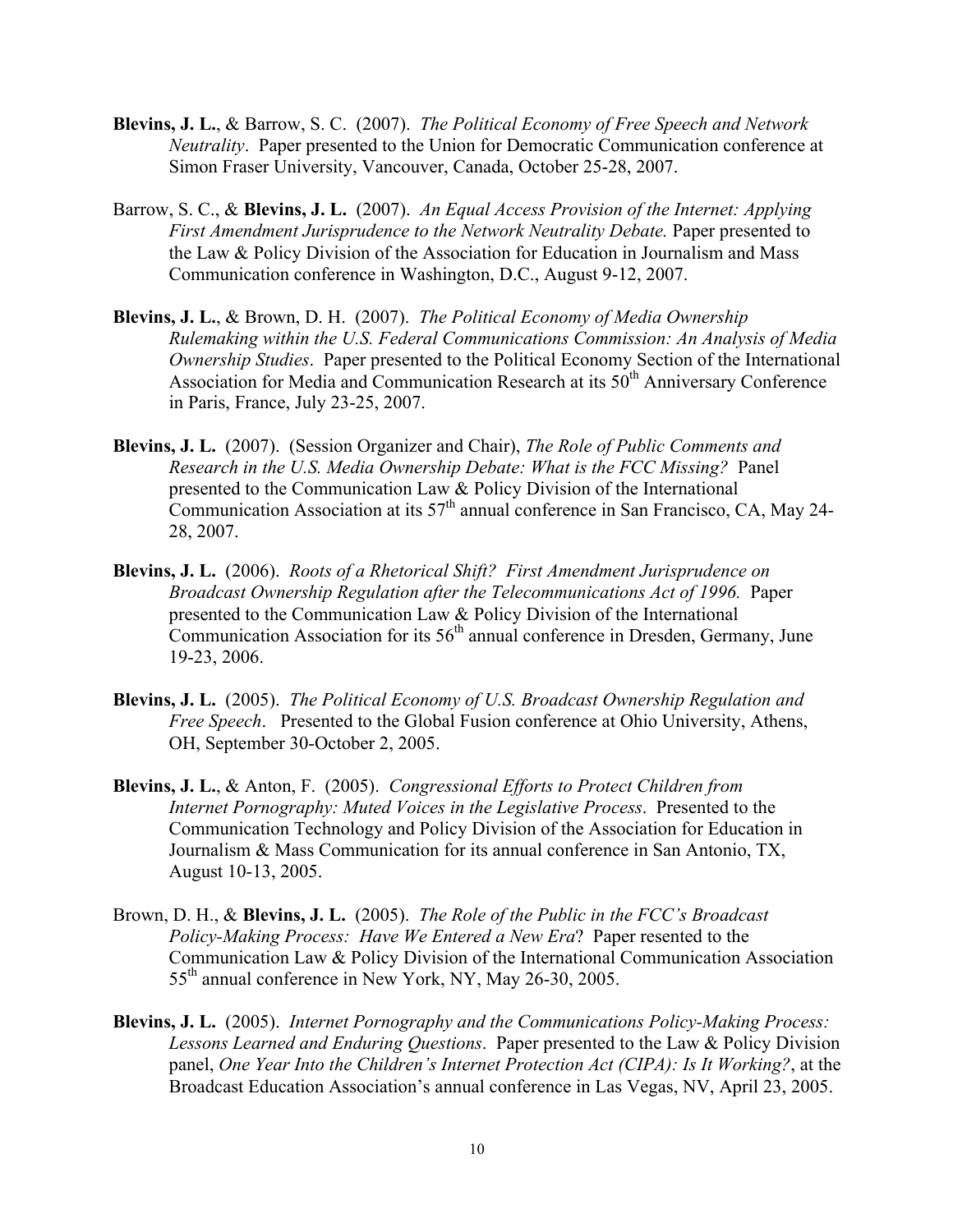**Blevins, J. L.**, & Barrow, S. C. (2007). *The Political Economy of Free Speech and Network Neutrality*. Paper presented to the Union for Democratic Communication conference at Simon Fraser University, Vancouver, Canada, October 25-28, 2007.

Barrow, S. C., & **Blevins, J. L.** (2007). *An Equal Access Provision of the Internet: Applying First Amendment Jurisprudence to the Network Neutrality Debate.* Paper presented to the Law & Policy Division of the Association for Education in Journalism and Mass Communication conference in Washington, D.C., August 9-12, 2007.

**Blevins, J. L.**, & Brown, D. H. (2007). *The Political Economy of Media Ownership Rulemaking within the U.S. Federal Communications Commission: An Analysis of Media Ownership Studies*. Paper presented to the Political Economy Section of the International Association for Media and Communication Research at its 50th Anniversary Conference in Paris, France, July 23-25, 2007.

**Blevins, J. L.** (2007). (Session Organizer and Chair), *The Role of Public Comments and Research in the U.S. Media Ownership Debate: What is the FCC Missing?* Panel presented to the Communication Law & Policy Division of the International Communication Association at its 57th annual conference in San Francisco, CA, May 24-28, 2007.

**Blevins, J. L.** (2006). *Roots of a Rhetorical Shift? First Amendment Jurisprudence on Broadcast Ownership Regulation after the Telecommunications Act of 1996.* Paper presented to the Communication Law & Policy Division of the International Communication Association for its 56th annual conference in Dresden, Germany, June 19-23, 2006.

**Blevins, J. L.** (2005). *The Political Economy of U.S. Broadcast Ownership Regulation and Free Speech*. Presented to the Global Fusion conference at Ohio University, Athens, OH, September 30-October 2, 2005.

**Blevins, J. L.**, & Anton, F. (2005). *Congressional Efforts to Protect Children from Internet Pornography: Muted Voices in the Legislative Process*. Presented to the Communication Technology and Policy Division of the Association for Education in Journalism & Mass Communication for its annual conference in San Antonio, TX, August 10-13, 2005.

Brown, D. H., & **Blevins, J. L.** (2005). *The Role of the Public in the FCC's Broadcast Policy-Making Process: Have We Entered a New Era*? Paper resented to the Communication Law & Policy Division of the International Communication Association 55th annual conference in New York, NY, May 26-30, 2005.

**Blevins, J. L.** (2005). *Internet Pornography and the Communications Policy-Making Process: Lessons Learned and Enduring Questions*. Paper presented to the Law & Policy Division panel, *One Year Into the Children's Internet Protection Act (CIPA): Is It Working?*, at the Broadcast Education Association's annual conference in Las Vegas, NV, April 23, 2005.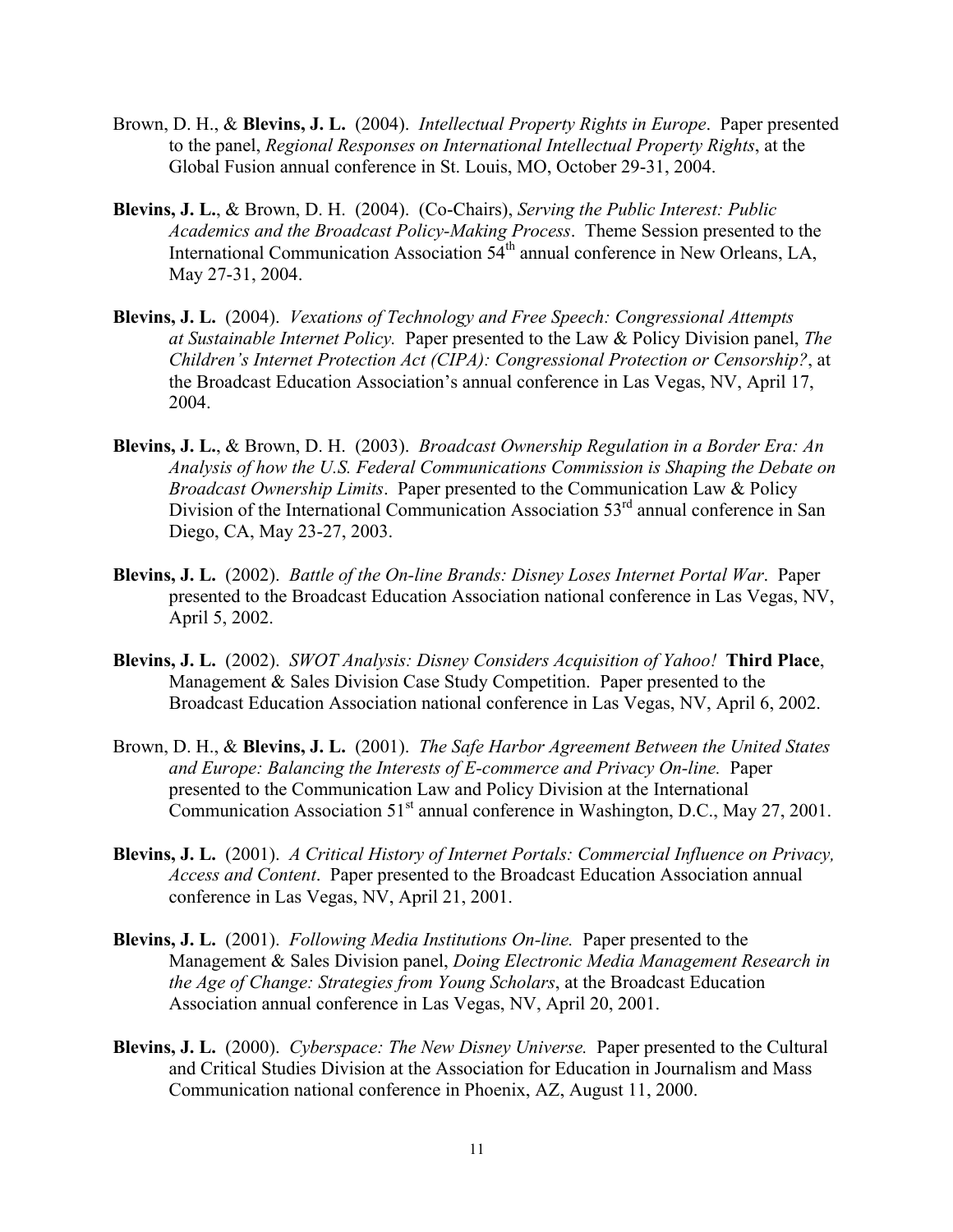Brown, D. H., & **Blevins, J. L.** (2004). *Intellectual Property Rights in Europe*. Paper presented to the panel, *Regional Responses on International Intellectual Property Rights*, at the Global Fusion annual conference in St. Louis, MO, October 29-31, 2004.

**Blevins, J. L.**, & Brown, D. H. (2004). (Co-Chairs), *Serving the Public Interest: Public Academics and the Broadcast Policy-Making Process*. Theme Session presented to the International Communication Association 54th annual conference in New Orleans, LA, May 27-31, 2004.

**Blevins, J. L.** (2004). *Vexations of Technology and Free Speech: Congressional Attempts at Sustainable Internet Policy.* Paper presented to the Law & Policy Division panel, *The Children's Internet Protection Act (CIPA): Congressional Protection or Censorship?*, at the Broadcast Education Association's annual conference in Las Vegas, NV, April 17, 2004.

**Blevins, J. L.**, & Brown, D. H. (2003). *Broadcast Ownership Regulation in a Border Era: An Analysis of how the U.S. Federal Communications Commission is Shaping the Debate on Broadcast Ownership Limits*. Paper presented to the Communication Law & Policy Division of the International Communication Association 53rd annual conference in San Diego, CA, May 23-27, 2003.

**Blevins, J. L.** (2002). *Battle of the On-line Brands: Disney Loses Internet Portal War*. Paper presented to the Broadcast Education Association national conference in Las Vegas, NV, April 5, 2002.

**Blevins, J. L.** (2002). *SWOT Analysis: Disney Considers Acquisition of Yahoo!* **Third Place**, Management & Sales Division Case Study Competition. Paper presented to the Broadcast Education Association national conference in Las Vegas, NV, April 6, 2002.

Brown, D. H., & **Blevins, J. L.** (2001). *The Safe Harbor Agreement Between the United States and Europe: Balancing the Interests of E-commerce and Privacy On-line.* Paper presented to the Communication Law and Policy Division at the International Communication Association 51st annual conference in Washington, D.C., May 27, 2001.

**Blevins, J. L.** (2001). *A Critical History of Internet Portals: Commercial Influence on Privacy, Access and Content*. Paper presented to the Broadcast Education Association annual conference in Las Vegas, NV, April 21, 2001.

**Blevins, J. L.** (2001). *Following Media Institutions On-line.* Paper presented to the Management & Sales Division panel, *Doing Electronic Media Management Research in the Age of Change: Strategies from Young Scholars*, at the Broadcast Education Association annual conference in Las Vegas, NV, April 20, 2001.

**Blevins, J. L.** (2000). *Cyberspace: The New Disney Universe.* Paper presented to the Cultural and Critical Studies Division at the Association for Education in Journalism and Mass Communication national conference in Phoenix, AZ, August 11, 2000.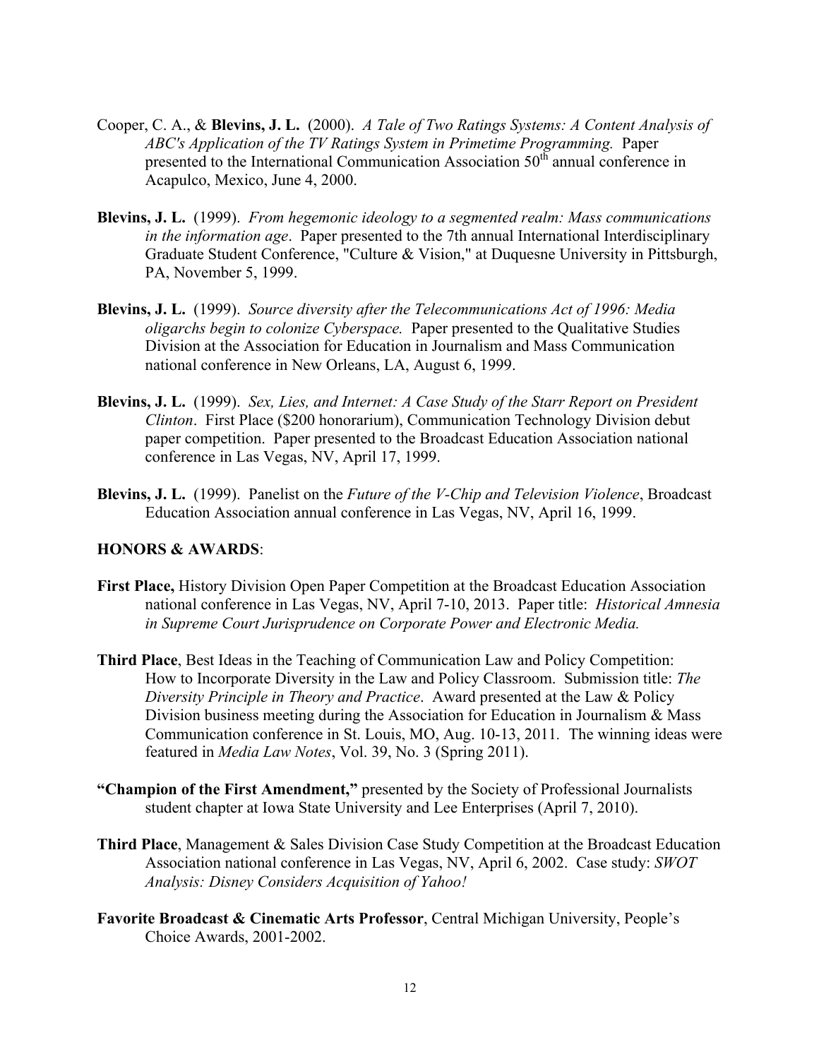Cooper, C. A., & **Blevins, J. L.** (2000). *A Tale of Two Ratings Systems: A Content Analysis of ABC's Application of the TV Ratings System in Primetime Programming.* Paper presented to the International Communication Association 50th annual conference in Acapulco, Mexico, June 4, 2000.

**Blevins, J. L.** (1999). *From hegemonic ideology to a segmented realm: Mass communications in the information age*. Paper presented to the 7th annual International Interdisciplinary Graduate Student Conference, "Culture & Vision," at Duquesne University in Pittsburgh, PA, November 5, 1999.

**Blevins, J. L.** (1999). *Source diversity after the Telecommunications Act of 1996: Media oligarchs begin to colonize Cyberspace.* Paper presented to the Qualitative Studies Division at the Association for Education in Journalism and Mass Communication national conference in New Orleans, LA, August 6, 1999.

**Blevins, J. L.** (1999). *Sex, Lies, and Internet: A Case Study of the Starr Report on President Clinton*. First Place ($200 honorarium), Communication Technology Division debut paper competition. Paper presented to the Broadcast Education Association national conference in Las Vegas, NV, April 17, 1999.

**Blevins, J. L.** (1999). Panelist on the *Future of the V-Chip and Television Violence*, Broadcast Education Association annual conference in Las Vegas, NV, April 16, 1999.

**HONORS & AWARDS**:

**First Place,** History Division Open Paper Competition at the Broadcast Education Association national conference in Las Vegas, NV, April 7-10, 2013. Paper title: *Historical Amnesia in Supreme Court Jurisprudence on Corporate Power and Electronic Media.*

**Third Place**, Best Ideas in the Teaching of Communication Law and Policy Competition: How to Incorporate Diversity in the Law and Policy Classroom. Submission title: *The Diversity Principle in Theory and Practice*. Award presented at the Law & Policy Division business meeting during the Association for Education in Journalism & Mass Communication conference in St. Louis, MO, Aug. 10-13, 2011. The winning ideas were featured in *Media Law Notes*, Vol. 39, No. 3 (Spring 2011).

**"Champion of the First Amendment,"** presented by the Society of Professional Journalists student chapter at Iowa State University and Lee Enterprises (April 7, 2010).

**Third Place**, Management & Sales Division Case Study Competition at the Broadcast Education Association national conference in Las Vegas, NV, April 6, 2002. Case study: *SWOT Analysis: Disney Considers Acquisition of Yahoo!*

**Favorite Broadcast & Cinematic Arts Professor**, Central Michigan University, People's Choice Awards, 2001-2002.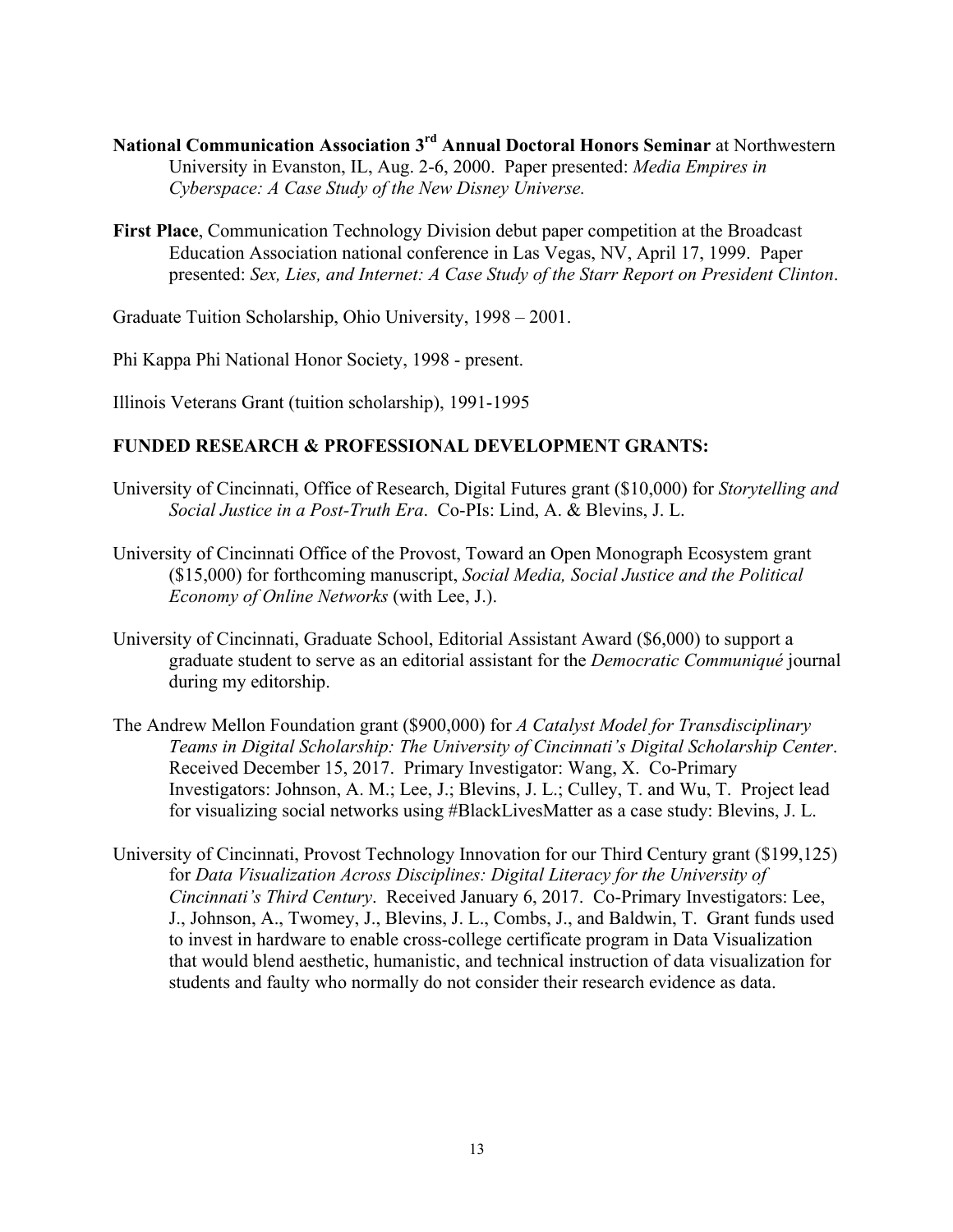**National Communication Association 3rd Annual Doctoral Honors Seminar** at Northwestern University in Evanston, IL, Aug. 2-6, 2000. Paper presented: *Media Empires in Cyberspace: A Case Study of the New Disney Universe.*

**First Place**, Communication Technology Division debut paper competition at the Broadcast Education Association national conference in Las Vegas, NV, April 17, 1999. Paper presented: *Sex, Lies, and Internet: A Case Study of the Starr Report on President Clinton*.

Graduate Tuition Scholarship, Ohio University, 1998 – 2001.

Phi Kappa Phi National Honor Society, 1998 - present.

Illinois Veterans Grant (tuition scholarship), 1991-1995

## FUNDED RESEARCH & PROFESSIONAL DEVELOPMENT GRANTS:

University of Cincinnati, Office of Research, Digital Futures grant ($10,000) for *Storytelling and Social Justice in a Post-Truth Era*. Co-PIs: Lind, A. & Blevins, J. L.

University of Cincinnati Office of the Provost, Toward an Open Monograph Ecosystem grant ($15,000) for forthcoming manuscript, *Social Media, Social Justice and the Political Economy of Online Networks* (with Lee, J.).

University of Cincinnati, Graduate School, Editorial Assistant Award ($6,000) to support a graduate student to serve as an editorial assistant for the *Democratic Communiqué* journal during my editorship.

The Andrew Mellon Foundation grant ($900,000) for *A Catalyst Model for Transdisciplinary Teams in Digital Scholarship: The University of Cincinnati's Digital Scholarship Center*. Received December 15, 2017. Primary Investigator: Wang, X. Co-Primary Investigators: Johnson, A. M.; Lee, J.; Blevins, J. L.; Culley, T. and Wu, T. Project lead for visualizing social networks using #BlackLivesMatter as a case study: Blevins, J. L.

University of Cincinnati, Provost Technology Innovation for our Third Century grant ($199,125) for *Data Visualization Across Disciplines: Digital Literacy for the University of Cincinnati's Third Century*. Received January 6, 2017. Co-Primary Investigators: Lee, J., Johnson, A., Twomey, J., Blevins, J. L., Combs, J., and Baldwin, T. Grant funds used to invest in hardware to enable cross-college certificate program in Data Visualization that would blend aesthetic, humanistic, and technical instruction of data visualization for students and faulty who normally do not consider their research evidence as data.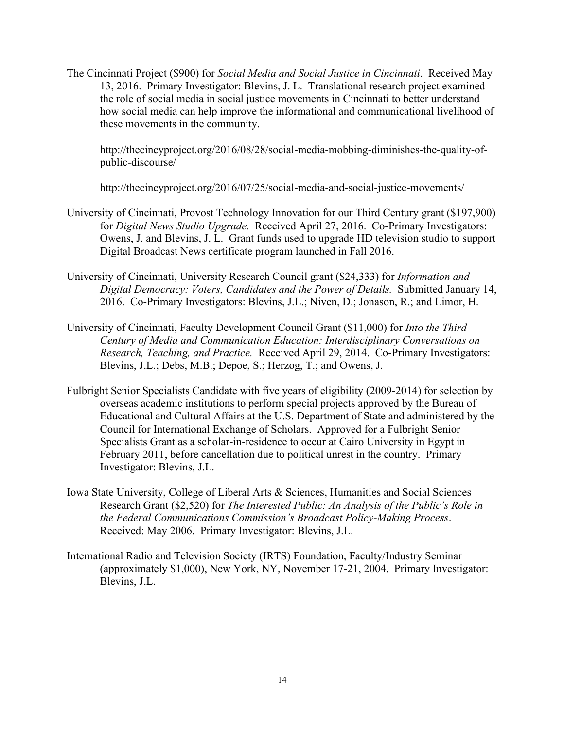The Cincinnati Project ($900) for *Social Media and Social Justice in Cincinnati*. Received May 13, 2016. Primary Investigator: Blevins, J. L. Translational research project examined the role of social media in social justice movements in Cincinnati to better understand how social media can help improve the informational and communicational livelihood of these movements in the community.

http://thecincyproject.org/2016/08/28/social-media-mobbing-diminishes-the-quality-of-public-discourse/

http://thecincyproject.org/2016/07/25/social-media-and-social-justice-movements/

University of Cincinnati, Provost Technology Innovation for our Third Century grant ($197,900) for *Digital News Studio Upgrade.* Received April 27, 2016. Co-Primary Investigators: Owens, J. and Blevins, J. L. Grant funds used to upgrade HD television studio to support Digital Broadcast News certificate program launched in Fall 2016.

University of Cincinnati, University Research Council grant ($24,333) for *Information and Digital Democracy: Voters, Candidates and the Power of Details.* Submitted January 14, 2016. Co-Primary Investigators: Blevins, J.L.; Niven, D.; Jonason, R.; and Limor, H.

University of Cincinnati, Faculty Development Council Grant ($11,000) for *Into the Third Century of Media and Communication Education: Interdisciplinary Conversations on Research, Teaching, and Practice.* Received April 29, 2014. Co-Primary Investigators: Blevins, J.L.; Debs, M.B.; Depoe, S.; Herzog, T.; and Owens, J.

Fulbright Senior Specialists Candidate with five years of eligibility (2009-2014) for selection by overseas academic institutions to perform special projects approved by the Bureau of Educational and Cultural Affairs at the U.S. Department of State and administered by the Council for International Exchange of Scholars. Approved for a Fulbright Senior Specialists Grant as a scholar-in-residence to occur at Cairo University in Egypt in February 2011, before cancellation due to political unrest in the country. Primary Investigator: Blevins, J.L.

Iowa State University, College of Liberal Arts & Sciences, Humanities and Social Sciences Research Grant ($2,520) for *The Interested Public: An Analysis of the Public's Role in the Federal Communications Commission's Broadcast Policy-Making Process*. Received: May 2006. Primary Investigator: Blevins, J.L.

International Radio and Television Society (IRTS) Foundation, Faculty/Industry Seminar (approximately $1,000), New York, NY, November 17-21, 2004. Primary Investigator: Blevins, J.L.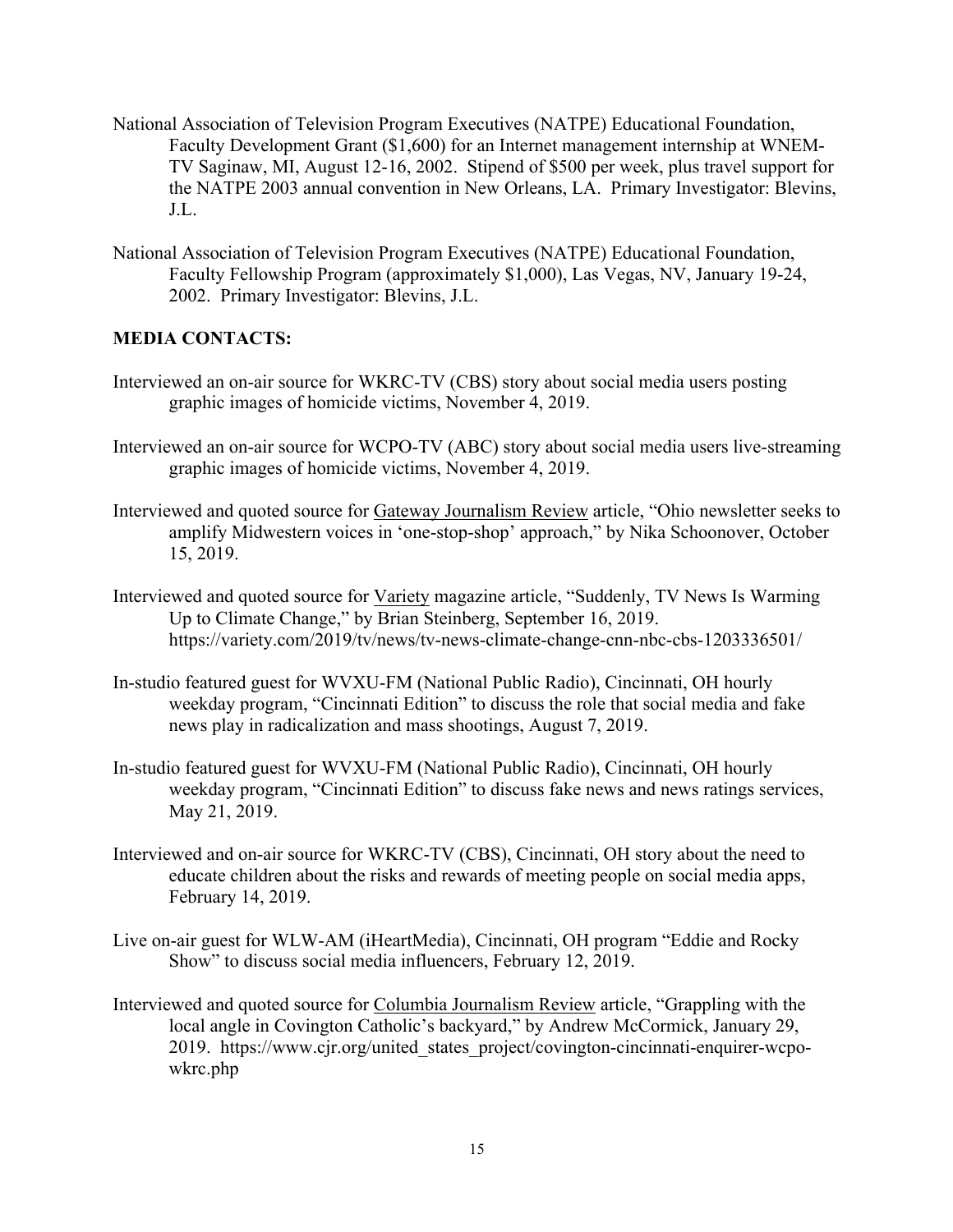National Association of Television Program Executives (NATPE) Educational Foundation, Faculty Development Grant ($1,600) for an Internet management internship at WNEM-TV Saginaw, MI, August 12-16, 2002. Stipend of $500 per week, plus travel support for the NATPE 2003 annual convention in New Orleans, LA. Primary Investigator: Blevins, J.L.

National Association of Television Program Executives (NATPE) Educational Foundation, Faculty Fellowship Program (approximately $1,000), Las Vegas, NV, January 19-24, 2002. Primary Investigator: Blevins, J.L.

## MEDIA CONTACTS:

Interviewed an on-air source for WKRC-TV (CBS) story about social media users posting graphic images of homicide victims, November 4, 2019.

Interviewed an on-air source for WCPO-TV (ABC) story about social media users live-streaming graphic images of homicide victims, November 4, 2019.

Interviewed and quoted source for Gateway Journalism Review article, "Ohio newsletter seeks to amplify Midwestern voices in 'one-stop-shop' approach," by Nika Schoonover, October 15, 2019.

Interviewed and quoted source for Variety magazine article, "Suddenly, TV News Is Warming Up to Climate Change," by Brian Steinberg, September 16, 2019. https://variety.com/2019/tv/news/tv-news-climate-change-cnn-nbc-cbs-1203336501/

In-studio featured guest for WVXU-FM (National Public Radio), Cincinnati, OH hourly weekday program, "Cincinnati Edition" to discuss the role that social media and fake news play in radicalization and mass shootings, August 7, 2019.

In-studio featured guest for WVXU-FM (National Public Radio), Cincinnati, OH hourly weekday program, "Cincinnati Edition" to discuss fake news and news ratings services, May 21, 2019.

Interviewed and on-air source for WKRC-TV (CBS), Cincinnati, OH story about the need to educate children about the risks and rewards of meeting people on social media apps, February 14, 2019.

Live on-air guest for WLW-AM (iHeartMedia), Cincinnati, OH program "Eddie and Rocky Show" to discuss social media influencers, February 12, 2019.

Interviewed and quoted source for Columbia Journalism Review article, "Grappling with the local angle in Covington Catholic's backyard," by Andrew McCormick, January 29, 2019. https://www.cjr.org/united_states_project/covington-cincinnati-enquirer-wcpo-wkrc.php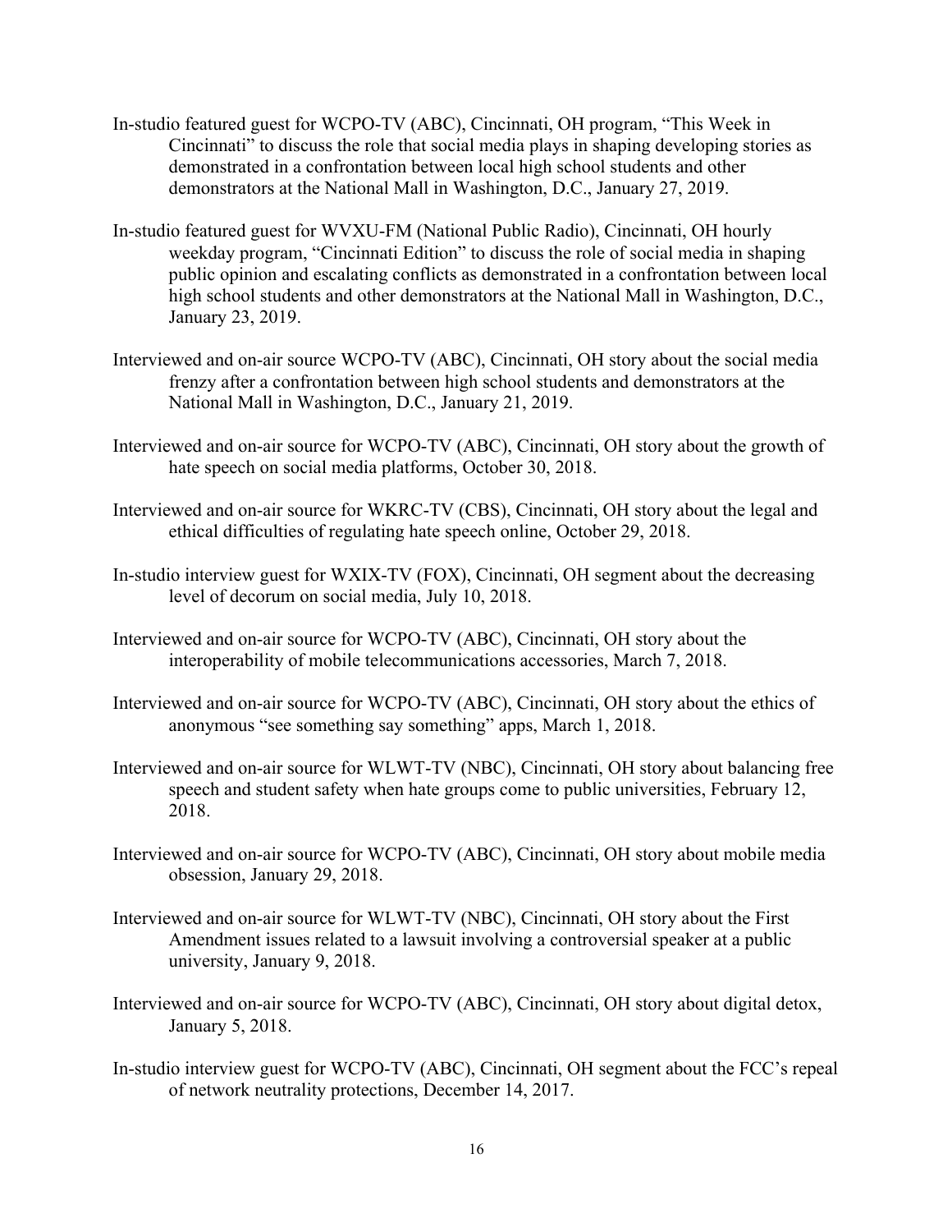In-studio featured guest for WCPO-TV (ABC), Cincinnati, OH program, "This Week in Cincinnati" to discuss the role that social media plays in shaping developing stories as demonstrated in a confrontation between local high school students and other demonstrators at the National Mall in Washington, D.C., January 27, 2019.

In-studio featured guest for WVXU-FM (National Public Radio), Cincinnati, OH hourly weekday program, "Cincinnati Edition" to discuss the role of social media in shaping public opinion and escalating conflicts as demonstrated in a confrontation between local high school students and other demonstrators at the National Mall in Washington, D.C., January 23, 2019.

Interviewed and on-air source WCPO-TV (ABC), Cincinnati, OH story about the social media frenzy after a confrontation between high school students and demonstrators at the National Mall in Washington, D.C., January 21, 2019.

Interviewed and on-air source for WCPO-TV (ABC), Cincinnati, OH story about the growth of hate speech on social media platforms, October 30, 2018.

Interviewed and on-air source for WKRC-TV (CBS), Cincinnati, OH story about the legal and ethical difficulties of regulating hate speech online, October 29, 2018.

In-studio interview guest for WXIX-TV (FOX), Cincinnati, OH segment about the decreasing level of decorum on social media, July 10, 2018.

Interviewed and on-air source for WCPO-TV (ABC), Cincinnati, OH story about the interoperability of mobile telecommunications accessories, March 7, 2018.

Interviewed and on-air source for WCPO-TV (ABC), Cincinnati, OH story about the ethics of anonymous "see something say something" apps, March 1, 2018.

Interviewed and on-air source for WLWT-TV (NBC), Cincinnati, OH story about balancing free speech and student safety when hate groups come to public universities, February 12, 2018.

Interviewed and on-air source for WCPO-TV (ABC), Cincinnati, OH story about mobile media obsession, January 29, 2018.

Interviewed and on-air source for WLWT-TV (NBC), Cincinnati, OH story about the First Amendment issues related to a lawsuit involving a controversial speaker at a public university, January 9, 2018.

Interviewed and on-air source for WCPO-TV (ABC), Cincinnati, OH story about digital detox, January 5, 2018.

In-studio interview guest for WCPO-TV (ABC), Cincinnati, OH segment about the FCC's repeal of network neutrality protections, December 14, 2017.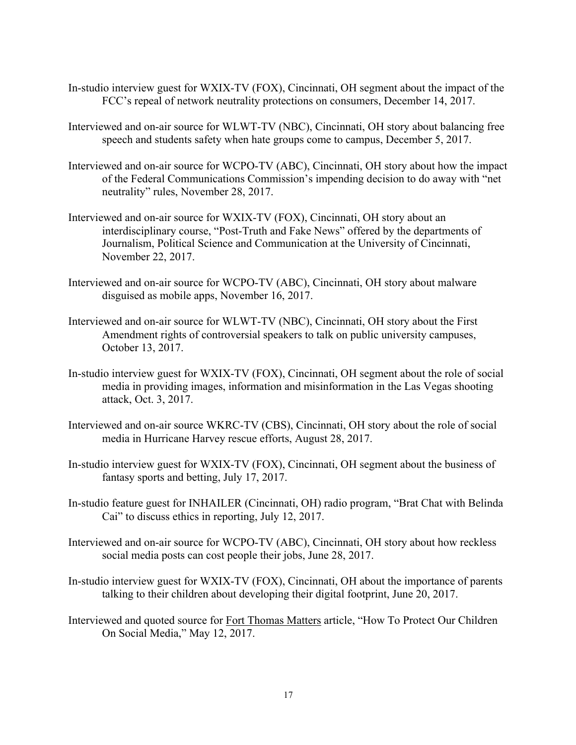In-studio interview guest for WXIX-TV (FOX), Cincinnati, OH segment about the impact of the FCC's repeal of network neutrality protections on consumers, December 14, 2017.

Interviewed and on-air source for WLWT-TV (NBC), Cincinnati, OH story about balancing free speech and students safety when hate groups come to campus, December 5, 2017.

Interviewed and on-air source for WCPO-TV (ABC), Cincinnati, OH story about how the impact of the Federal Communications Commission's impending decision to do away with "net neutrality" rules, November 28, 2017.

Interviewed and on-air source for WXIX-TV (FOX), Cincinnati, OH story about an interdisciplinary course, "Post-Truth and Fake News" offered by the departments of Journalism, Political Science and Communication at the University of Cincinnati, November 22, 2017.

Interviewed and on-air source for WCPO-TV (ABC), Cincinnati, OH story about malware disguised as mobile apps, November 16, 2017.

Interviewed and on-air source for WLWT-TV (NBC), Cincinnati, OH story about the First Amendment rights of controversial speakers to talk on public university campuses, October 13, 2017.

In-studio interview guest for WXIX-TV (FOX), Cincinnati, OH segment about the role of social media in providing images, information and misinformation in the Las Vegas shooting attack, Oct. 3, 2017.

Interviewed and on-air source WKRC-TV (CBS), Cincinnati, OH story about the role of social media in Hurricane Harvey rescue efforts, August 28, 2017.

In-studio interview guest for WXIX-TV (FOX), Cincinnati, OH segment about the business of fantasy sports and betting, July 17, 2017.

In-studio feature guest for INHAILER (Cincinnati, OH) radio program, "Brat Chat with Belinda Cai" to discuss ethics in reporting, July 12, 2017.

Interviewed and on-air source for WCPO-TV (ABC), Cincinnati, OH story about how reckless social media posts can cost people their jobs, June 28, 2017.

In-studio interview guest for WXIX-TV (FOX), Cincinnati, OH about the importance of parents talking to their children about developing their digital footprint, June 20, 2017.

Interviewed and quoted source for Fort Thomas Matters article, "How To Protect Our Children On Social Media," May 12, 2017.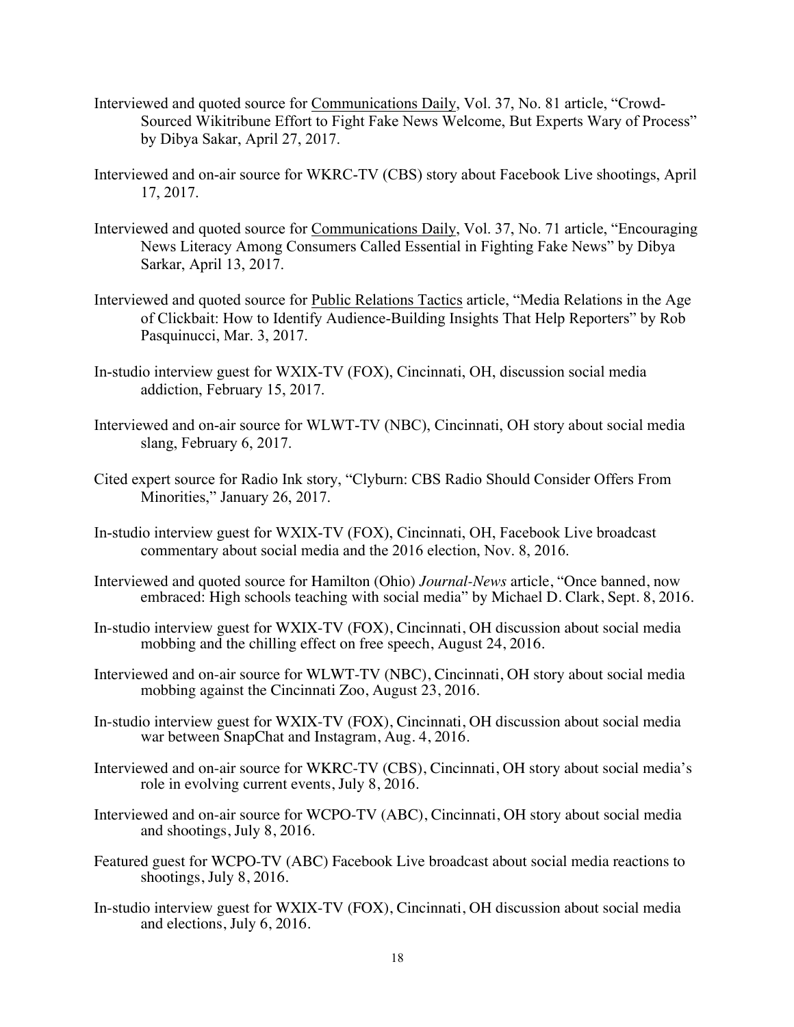Interviewed and quoted source for Communications Daily, Vol. 37, No. 81 article, "Crowd-Sourced Wikitribune Effort to Fight Fake News Welcome, But Experts Wary of Process" by Dibya Sakar, April 27, 2017.

Interviewed and on-air source for WKRC-TV (CBS) story about Facebook Live shootings, April 17, 2017.

Interviewed and quoted source for Communications Daily, Vol. 37, No. 71 article, "Encouraging News Literacy Among Consumers Called Essential in Fighting Fake News" by Dibya Sarkar, April 13, 2017.

Interviewed and quoted source for Public Relations Tactics article, "Media Relations in the Age of Clickbait: How to Identify Audience-Building Insights That Help Reporters" by Rob Pasquinucci, Mar. 3, 2017.

In-studio interview guest for WXIX-TV (FOX), Cincinnati, OH, discussion social media addiction, February 15, 2017.

Interviewed and on-air source for WLWT-TV (NBC), Cincinnati, OH story about social media slang, February 6, 2017.

Cited expert source for Radio Ink story, "Clyburn: CBS Radio Should Consider Offers From Minorities," January 26, 2017.

In-studio interview guest for WXIX-TV (FOX), Cincinnati, OH, Facebook Live broadcast commentary about social media and the 2016 election, Nov. 8, 2016.

Interviewed and quoted source for Hamilton (Ohio) *Journal-News* article, "Once banned, now embraced: High schools teaching with social media" by Michael D. Clark, Sept. 8, 2016.

In-studio interview guest for WXIX-TV (FOX), Cincinnati, OH discussion about social media mobbing and the chilling effect on free speech, August 24, 2016.

Interviewed and on-air source for WLWT-TV (NBC), Cincinnati, OH story about social media mobbing against the Cincinnati Zoo, August 23, 2016.

In-studio interview guest for WXIX-TV (FOX), Cincinnati, OH discussion about social media war between SnapChat and Instagram, Aug. 4, 2016.

Interviewed and on-air source for WKRC-TV (CBS), Cincinnati, OH story about social media's role in evolving current events, July 8, 2016.

Interviewed and on-air source for WCPO-TV (ABC), Cincinnati, OH story about social media and shootings, July 8, 2016.

Featured guest for WCPO-TV (ABC) Facebook Live broadcast about social media reactions to shootings, July 8, 2016.

In-studio interview guest for WXIX-TV (FOX), Cincinnati, OH discussion about social media and elections, July 6, 2016.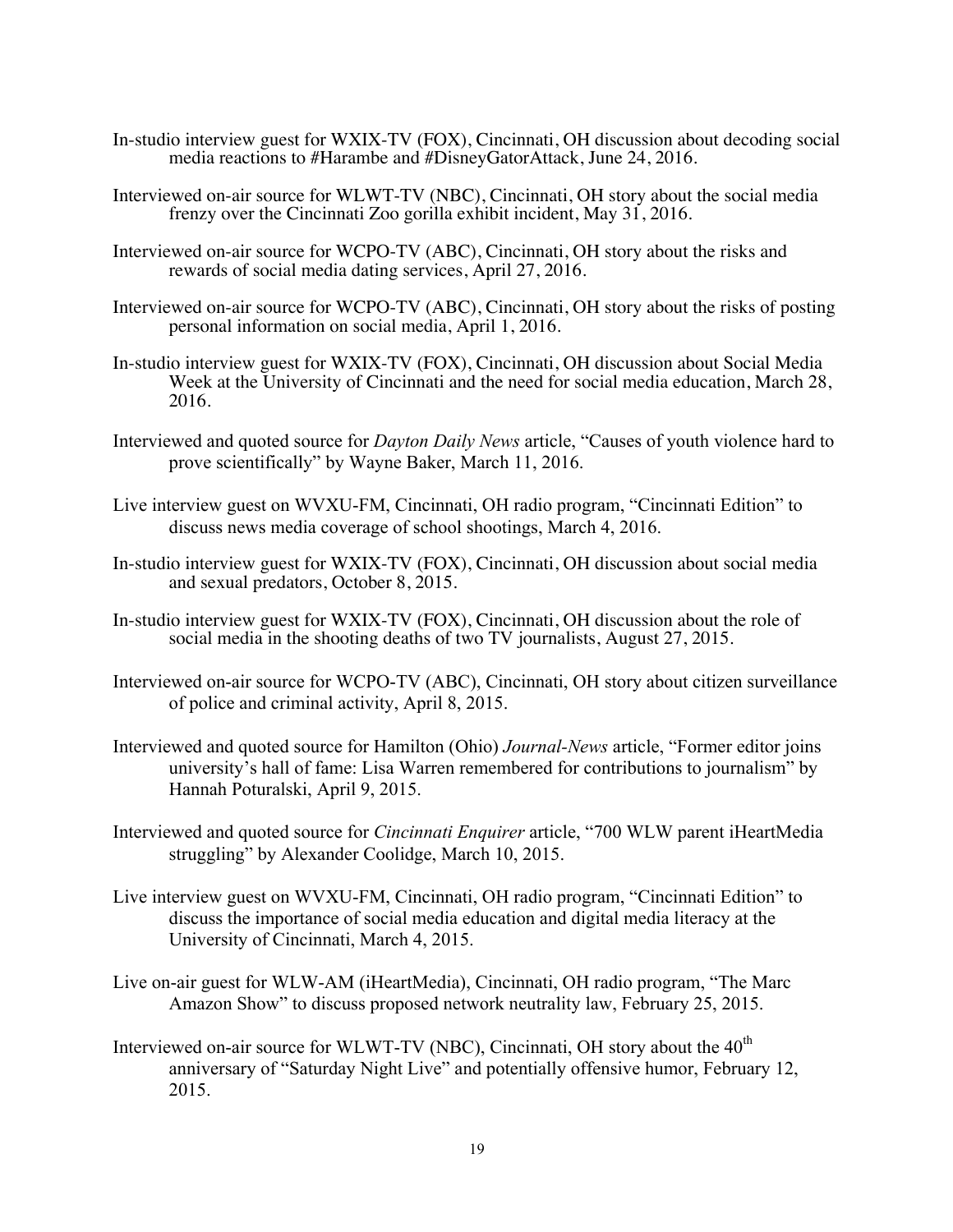In-studio interview guest for WXIX-TV (FOX), Cincinnati, OH discussion about decoding social media reactions to #Harambe and #DisneyGatorAttack, June 24, 2016.

Interviewed on-air source for WLWT-TV (NBC), Cincinnati, OH story about the social media frenzy over the Cincinnati Zoo gorilla exhibit incident, May 31, 2016.

Interviewed on-air source for WCPO-TV (ABC), Cincinnati, OH story about the risks and rewards of social media dating services, April 27, 2016.

Interviewed on-air source for WCPO-TV (ABC), Cincinnati, OH story about the risks of posting personal information on social media, April 1, 2016.

In-studio interview guest for WXIX-TV (FOX), Cincinnati, OH discussion about Social Media Week at the University of Cincinnati and the need for social media education, March 28, 2016.

Interviewed and quoted source for *Dayton Daily News* article, "Causes of youth violence hard to prove scientifically" by Wayne Baker, March 11, 2016.

Live interview guest on WVXU-FM, Cincinnati, OH radio program, "Cincinnati Edition" to discuss news media coverage of school shootings, March 4, 2016.

In-studio interview guest for WXIX-TV (FOX), Cincinnati, OH discussion about social media and sexual predators, October 8, 2015.

In-studio interview guest for WXIX-TV (FOX), Cincinnati, OH discussion about the role of social media in the shooting deaths of two TV journalists, August 27, 2015.

Interviewed on-air source for WCPO-TV (ABC), Cincinnati, OH story about citizen surveillance of police and criminal activity, April 8, 2015.

Interviewed and quoted source for Hamilton (Ohio) *Journal-News* article, "Former editor joins university's hall of fame: Lisa Warren remembered for contributions to journalism" by Hannah Poturalski, April 9, 2015.

Interviewed and quoted source for *Cincinnati Enquirer* article, "700 WLW parent iHeartMedia struggling" by Alexander Coolidge, March 10, 2015.

Live interview guest on WVXU-FM, Cincinnati, OH radio program, "Cincinnati Edition" to discuss the importance of social media education and digital media literacy at the University of Cincinnati, March 4, 2015.

Live on-air guest for WLW-AM (iHeartMedia), Cincinnati, OH radio program, "The Marc Amazon Show" to discuss proposed network neutrality law, February 25, 2015.

Interviewed on-air source for WLWT-TV (NBC), Cincinnati, OH story about the 40th anniversary of "Saturday Night Live" and potentially offensive humor, February 12, 2015.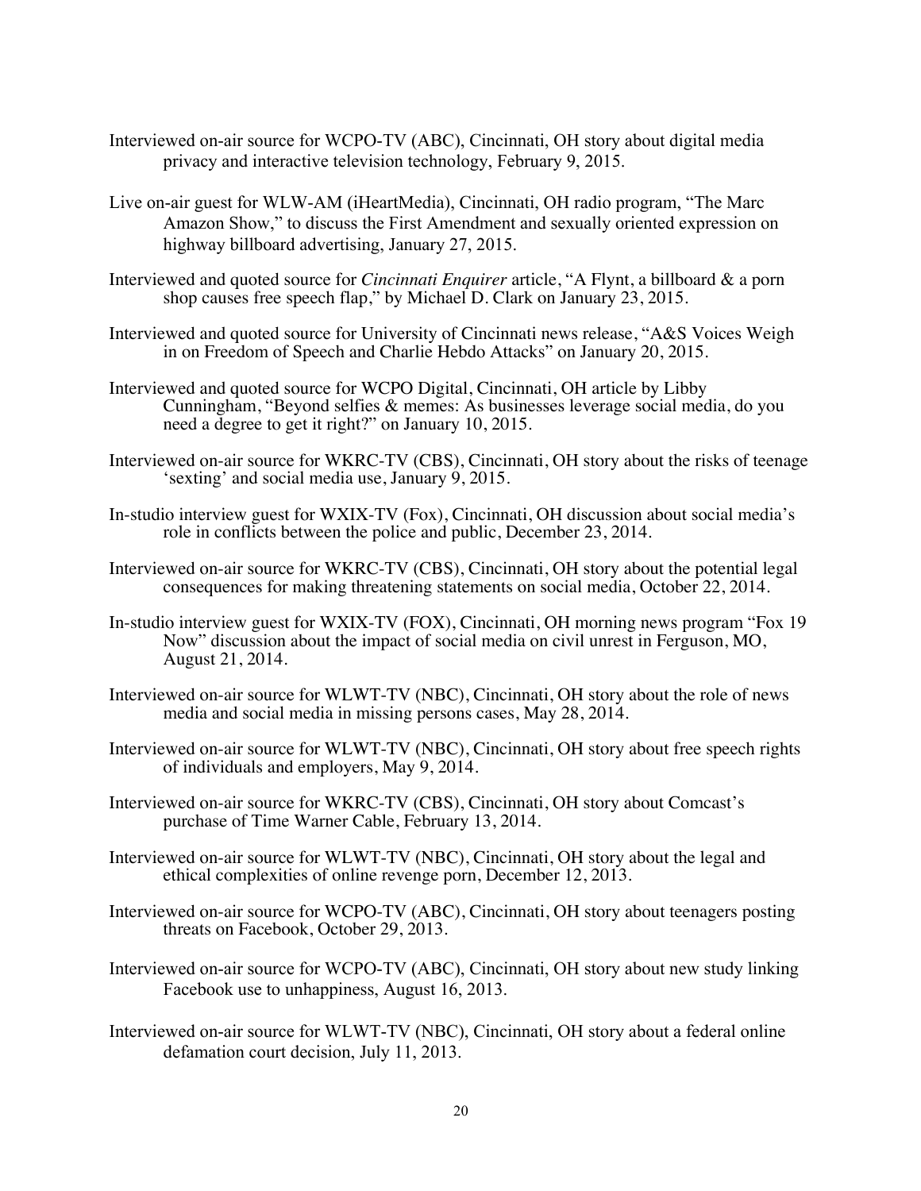Interviewed on-air source for WCPO-TV (ABC), Cincinnati, OH story about digital media privacy and interactive television technology, February 9, 2015.

Live on-air guest for WLW-AM (iHeartMedia), Cincinnati, OH radio program, "The Marc Amazon Show," to discuss the First Amendment and sexually oriented expression on highway billboard advertising, January 27, 2015.

Interviewed and quoted source for *Cincinnati Enquirer* article, "A Flynt, a billboard & a porn shop causes free speech flap," by Michael D. Clark on January 23, 2015.

Interviewed and quoted source for University of Cincinnati news release, "A&S Voices Weigh in on Freedom of Speech and Charlie Hebdo Attacks" on January 20, 2015.

Interviewed and quoted source for WCPO Digital, Cincinnati, OH article by Libby Cunningham, "Beyond selfies & memes: As businesses leverage social media, do you need a degree to get it right?" on January 10, 2015.

Interviewed on-air source for WKRC-TV (CBS), Cincinnati, OH story about the risks of teenage 'sexting' and social media use, January 9, 2015.

In-studio interview guest for WXIX-TV (Fox), Cincinnati, OH discussion about social media's role in conflicts between the police and public, December 23, 2014.

Interviewed on-air source for WKRC-TV (CBS), Cincinnati, OH story about the potential legal consequences for making threatening statements on social media, October 22, 2014.

In-studio interview guest for WXIX-TV (FOX), Cincinnati, OH morning news program "Fox 19 Now" discussion about the impact of social media on civil unrest in Ferguson, MO, August 21, 2014.

Interviewed on-air source for WLWT-TV (NBC), Cincinnati, OH story about the role of news media and social media in missing persons cases, May 28, 2014.

Interviewed on-air source for WLWT-TV (NBC), Cincinnati, OH story about free speech rights of individuals and employers, May 9, 2014.

Interviewed on-air source for WKRC-TV (CBS), Cincinnati, OH story about Comcast's purchase of Time Warner Cable, February 13, 2014.

Interviewed on-air source for WLWT-TV (NBC), Cincinnati, OH story about the legal and ethical complexities of online revenge porn, December 12, 2013.

Interviewed on-air source for WCPO-TV (ABC), Cincinnati, OH story about teenagers posting threats on Facebook, October 29, 2013.

Interviewed on-air source for WCPO-TV (ABC), Cincinnati, OH story about new study linking Facebook use to unhappiness, August 16, 2013.

Interviewed on-air source for WLWT-TV (NBC), Cincinnati, OH story about a federal online defamation court decision, July 11, 2013.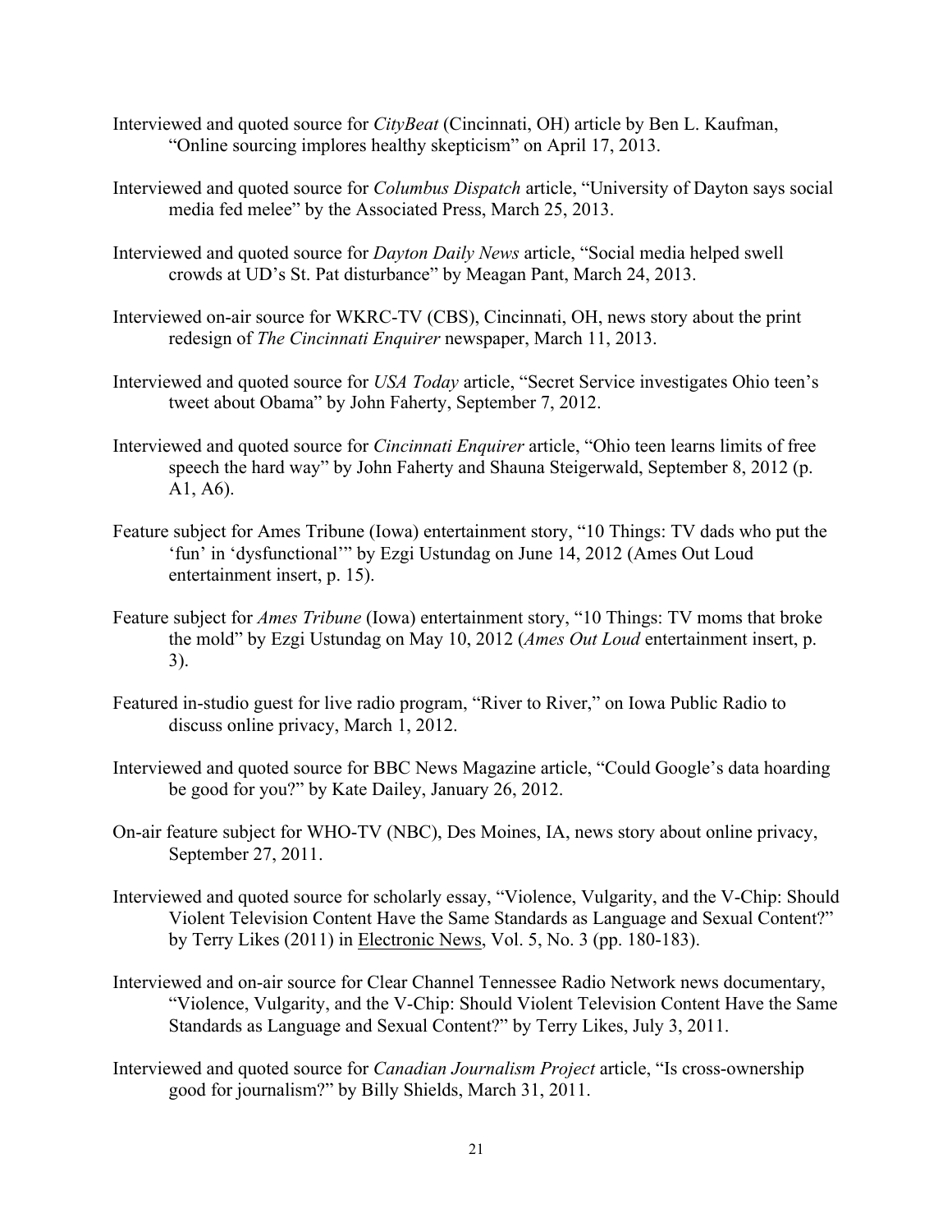Interviewed and quoted source for *CityBeat* (Cincinnati, OH) article by Ben L. Kaufman, "Online sourcing implores healthy skepticism" on April 17, 2013.

Interviewed and quoted source for *Columbus Dispatch* article, "University of Dayton says social media fed melee" by the Associated Press, March 25, 2013.

Interviewed and quoted source for *Dayton Daily News* article, "Social media helped swell crowds at UD's St. Pat disturbance" by Meagan Pant, March 24, 2013.

Interviewed on-air source for WKRC-TV (CBS), Cincinnati, OH, news story about the print redesign of *The Cincinnati Enquirer* newspaper, March 11, 2013.

Interviewed and quoted source for *USA Today* article, "Secret Service investigates Ohio teen's tweet about Obama" by John Faherty, September 7, 2012.

Interviewed and quoted source for *Cincinnati Enquirer* article, "Ohio teen learns limits of free speech the hard way" by John Faherty and Shauna Steigerwald, September 8, 2012 (p. A1, A6).

Feature subject for Ames Tribune (Iowa) entertainment story, "10 Things: TV dads who put the 'fun' in 'dysfunctional'" by Ezgi Ustundag on June 14, 2012 (Ames Out Loud entertainment insert, p. 15).

Feature subject for *Ames Tribune* (Iowa) entertainment story, "10 Things: TV moms that broke the mold" by Ezgi Ustundag on May 10, 2012 (*Ames Out Loud* entertainment insert, p. 3).

Featured in-studio guest for live radio program, "River to River," on Iowa Public Radio to discuss online privacy, March 1, 2012.

Interviewed and quoted source for BBC News Magazine article, "Could Google's data hoarding be good for you?" by Kate Dailey, January 26, 2012.

On-air feature subject for WHO-TV (NBC), Des Moines, IA, news story about online privacy, September 27, 2011.

Interviewed and quoted source for scholarly essay, "Violence, Vulgarity, and the V-Chip: Should Violent Television Content Have the Same Standards as Language and Sexual Content?" by Terry Likes (2011) in Electronic News, Vol. 5, No. 3 (pp. 180-183).

Interviewed and on-air source for Clear Channel Tennessee Radio Network news documentary, "Violence, Vulgarity, and the V-Chip: Should Violent Television Content Have the Same Standards as Language and Sexual Content?" by Terry Likes, July 3, 2011.

Interviewed and quoted source for *Canadian Journalism Project* article, "Is cross-ownership good for journalism?" by Billy Shields, March 31, 2011.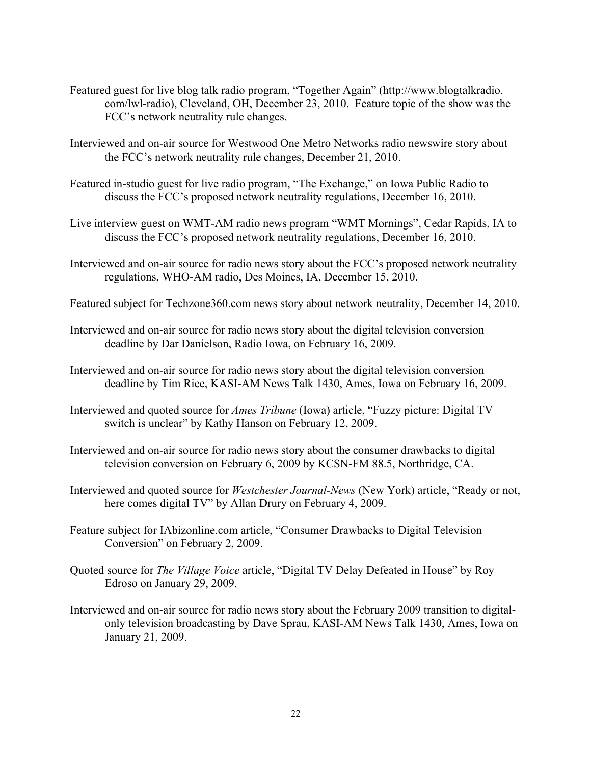Featured guest for live blog talk radio program, "Together Again" (http://www.blogtalkradio.com/lwl-radio), Cleveland, OH, December 23, 2010. Feature topic of the show was the FCC's network neutrality rule changes.

Interviewed and on-air source for Westwood One Metro Networks radio newswire story about the FCC's network neutrality rule changes, December 21, 2010.

Featured in-studio guest for live radio program, "The Exchange," on Iowa Public Radio to discuss the FCC's proposed network neutrality regulations, December 16, 2010.

Live interview guest on WMT-AM radio news program "WMT Mornings", Cedar Rapids, IA to discuss the FCC's proposed network neutrality regulations, December 16, 2010.

Interviewed and on-air source for radio news story about the FCC's proposed network neutrality regulations, WHO-AM radio, Des Moines, IA, December 15, 2010.

Featured subject for Techzone360.com news story about network neutrality, December 14, 2010.

Interviewed and on-air source for radio news story about the digital television conversion deadline by Dar Danielson, Radio Iowa, on February 16, 2009.

Interviewed and on-air source for radio news story about the digital television conversion deadline by Tim Rice, KASI-AM News Talk 1430, Ames, Iowa on February 16, 2009.

Interviewed and quoted source for *Ames Tribune* (Iowa) article, "Fuzzy picture: Digital TV switch is unclear" by Kathy Hanson on February 12, 2009.

Interviewed and on-air source for radio news story about the consumer drawbacks to digital television conversion on February 6, 2009 by KCSN-FM 88.5, Northridge, CA.

Interviewed and quoted source for *Westchester Journal-News* (New York) article, "Ready or not, here comes digital TV" by Allan Drury on February 4, 2009.

Feature subject for IAbizonline.com article, "Consumer Drawbacks to Digital Television Conversion" on February 2, 2009.

Quoted source for *The Village Voice* article, "Digital TV Delay Defeated in House" by Roy Edroso on January 29, 2009.

Interviewed and on-air source for radio news story about the February 2009 transition to digital-only television broadcasting by Dave Sprau, KASI-AM News Talk 1430, Ames, Iowa on January 21, 2009.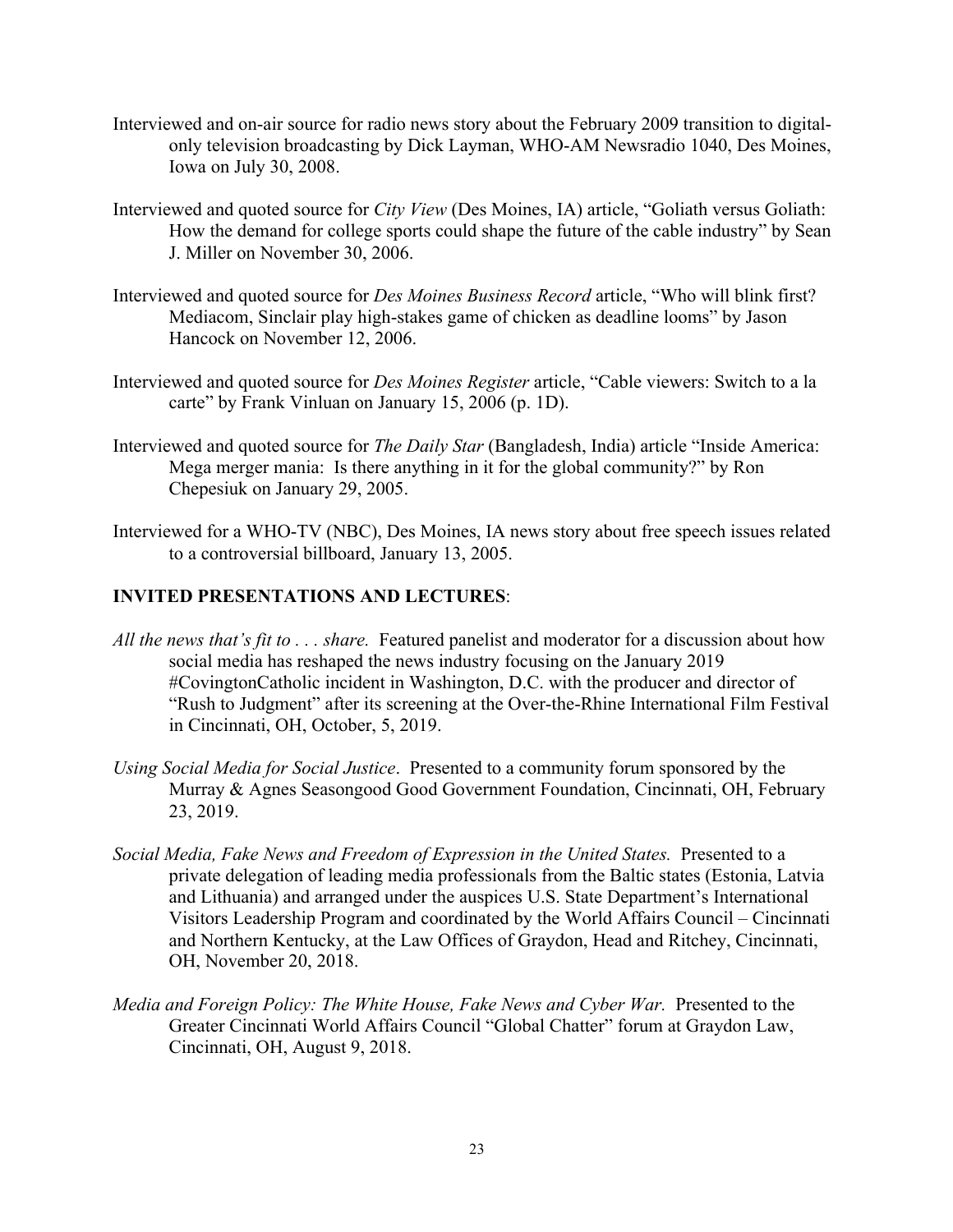Interviewed and on-air source for radio news story about the February 2009 transition to digital-only television broadcasting by Dick Layman, WHO-AM Newsradio 1040, Des Moines, Iowa on July 30, 2008.

Interviewed and quoted source for *City View* (Des Moines, IA) article, "Goliath versus Goliath: How the demand for college sports could shape the future of the cable industry" by Sean J. Miller on November 30, 2006.

Interviewed and quoted source for *Des Moines Business Record* article, "Who will blink first? Mediacom, Sinclair play high-stakes game of chicken as deadline looms" by Jason Hancock on November 12, 2006.

Interviewed and quoted source for *Des Moines Register* article, "Cable viewers: Switch to a la carte" by Frank Vinluan on January 15, 2006 (p. 1D).

Interviewed and quoted source for *The Daily Star* (Bangladesh, India) article "Inside America: Mega merger mania: Is there anything in it for the global community?" by Ron Chepesiuk on January 29, 2005.

Interviewed for a WHO-TV (NBC), Des Moines, IA news story about free speech issues related to a controversial billboard, January 13, 2005.

## INVITED PRESENTATIONS AND LECTURES:

*All the news that's fit to . . . share.* Featured panelist and moderator for a discussion about how social media has reshaped the news industry focusing on the January 2019 #CovingtonCatholic incident in Washington, D.C. with the producer and director of "Rush to Judgment" after its screening at the Over-the-Rhine International Film Festival in Cincinnati, OH, October, 5, 2019.

*Using Social Media for Social Justice*. Presented to a community forum sponsored by the Murray & Agnes Seasongood Good Government Foundation, Cincinnati, OH, February 23, 2019.

*Social Media, Fake News and Freedom of Expression in the United States.* Presented to a private delegation of leading media professionals from the Baltic states (Estonia, Latvia and Lithuania) and arranged under the auspices U.S. State Department's International Visitors Leadership Program and coordinated by the World Affairs Council – Cincinnati and Northern Kentucky, at the Law Offices of Graydon, Head and Ritchey, Cincinnati, OH, November 20, 2018.

*Media and Foreign Policy: The White House, Fake News and Cyber War.* Presented to the Greater Cincinnati World Affairs Council "Global Chatter" forum at Graydon Law, Cincinnati, OH, August 9, 2018.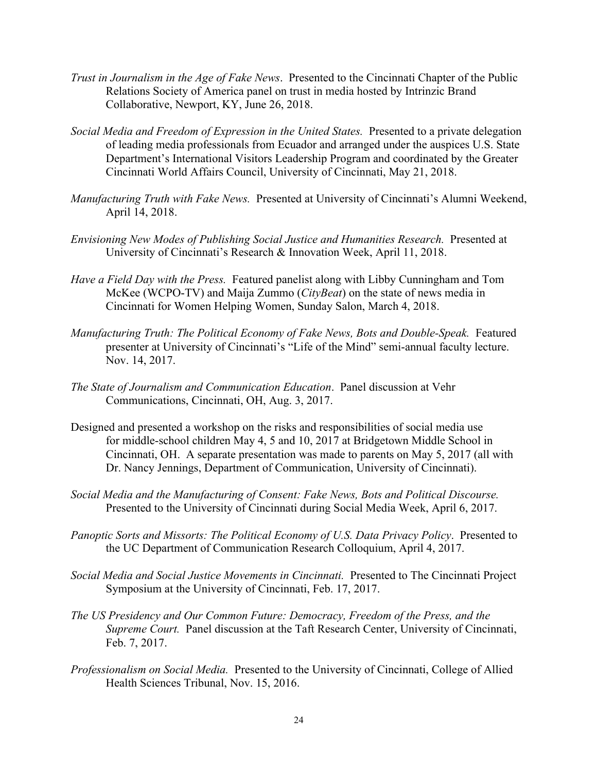*Trust in Journalism in the Age of Fake News*. Presented to the Cincinnati Chapter of the Public Relations Society of America panel on trust in media hosted by Intrinzic Brand Collaborative, Newport, KY, June 26, 2018.

*Social Media and Freedom of Expression in the United States.* Presented to a private delegation of leading media professionals from Ecuador and arranged under the auspices U.S. State Department's International Visitors Leadership Program and coordinated by the Greater Cincinnati World Affairs Council, University of Cincinnati, May 21, 2018.

*Manufacturing Truth with Fake News.* Presented at University of Cincinnati's Alumni Weekend, April 14, 2018.

*Envisioning New Modes of Publishing Social Justice and Humanities Research.* Presented at University of Cincinnati's Research & Innovation Week, April 11, 2018.

*Have a Field Day with the Press.* Featured panelist along with Libby Cunningham and Tom McKee (WCPO-TV) and Maija Zummo (*CityBeat*) on the state of news media in Cincinnati for Women Helping Women, Sunday Salon, March 4, 2018.

*Manufacturing Truth: The Political Economy of Fake News, Bots and Double-Speak.* Featured presenter at University of Cincinnati's "Life of the Mind" semi-annual faculty lecture. Nov. 14, 2017.

*The State of Journalism and Communication Education*. Panel discussion at Vehr Communications, Cincinnati, OH, Aug. 3, 2017.

Designed and presented a workshop on the risks and responsibilities of social media use for middle-school children May 4, 5 and 10, 2017 at Bridgetown Middle School in Cincinnati, OH. A separate presentation was made to parents on May 5, 2017 (all with Dr. Nancy Jennings, Department of Communication, University of Cincinnati).

*Social Media and the Manufacturing of Consent: Fake News, Bots and Political Discourse.* Presented to the University of Cincinnati during Social Media Week, April 6, 2017.

*Panoptic Sorts and Missorts: The Political Economy of U.S. Data Privacy Policy*. Presented to the UC Department of Communication Research Colloquium, April 4, 2017.

*Social Media and Social Justice Movements in Cincinnati.* Presented to The Cincinnati Project Symposium at the University of Cincinnati, Feb. 17, 2017.

*The US Presidency and Our Common Future: Democracy, Freedom of the Press, and the Supreme Court.* Panel discussion at the Taft Research Center, University of Cincinnati, Feb. 7, 2017.

*Professionalism on Social Media.* Presented to the University of Cincinnati, College of Allied Health Sciences Tribunal, Nov. 15, 2016.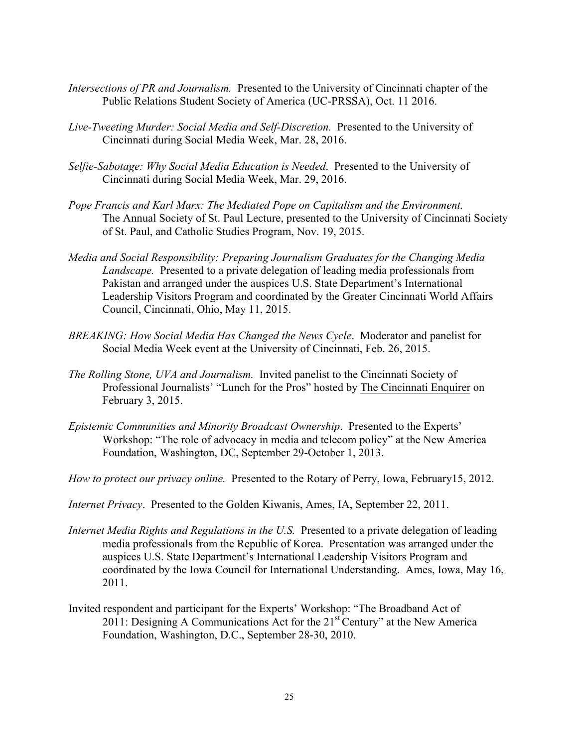*Intersections of PR and Journalism.* Presented to the University of Cincinnati chapter of the Public Relations Student Society of America (UC-PRSSA), Oct. 11 2016.

*Live-Tweeting Murder: Social Media and Self-Discretion.* Presented to the University of Cincinnati during Social Media Week, Mar. 28, 2016.

*Selfie-Sabotage: Why Social Media Education is Needed*. Presented to the University of Cincinnati during Social Media Week, Mar. 29, 2016.

*Pope Francis and Karl Marx: The Mediated Pope on Capitalism and the Environment.* The Annual Society of St. Paul Lecture, presented to the University of Cincinnati Society of St. Paul, and Catholic Studies Program, Nov. 19, 2015.

*Media and Social Responsibility: Preparing Journalism Graduates for the Changing Media Landscape.* Presented to a private delegation of leading media professionals from Pakistan and arranged under the auspices U.S. State Department's International Leadership Visitors Program and coordinated by the Greater Cincinnati World Affairs Council, Cincinnati, Ohio, May 11, 2015.

*BREAKING: How Social Media Has Changed the News Cycle*. Moderator and panelist for Social Media Week event at the University of Cincinnati, Feb. 26, 2015.

*The Rolling Stone, UVA and Journalism.* Invited panelist to the Cincinnati Society of Professional Journalists' "Lunch for the Pros" hosted by The Cincinnati Enquirer on February 3, 2015.

*Epistemic Communities and Minority Broadcast Ownership*. Presented to the Experts' Workshop: "The role of advocacy in media and telecom policy" at the New America Foundation, Washington, DC, September 29-October 1, 2013.

*How to protect our privacy online.* Presented to the Rotary of Perry, Iowa, February15, 2012.

*Internet Privacy*. Presented to the Golden Kiwanis, Ames, IA, September 22, 2011.

*Internet Media Rights and Regulations in the U.S.* Presented to a private delegation of leading media professionals from the Republic of Korea. Presentation was arranged under the auspices U.S. State Department's International Leadership Visitors Program and coordinated by the Iowa Council for International Understanding. Ames, Iowa, May 16, 2011.

Invited respondent and participant for the Experts' Workshop: "The Broadband Act of 2011: Designing A Communications Act for the 21st Century" at the New America Foundation, Washington, D.C., September 28-30, 2010.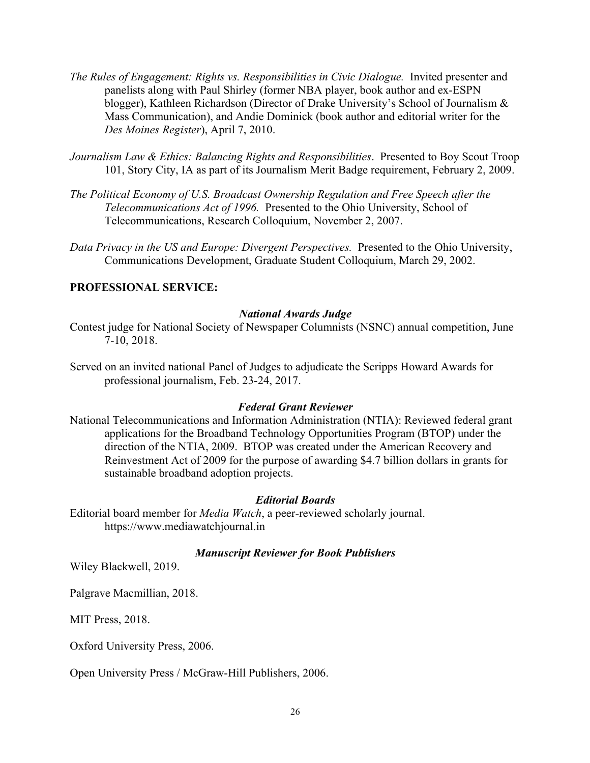*The Rules of Engagement: Rights vs. Responsibilities in Civic Dialogue.* Invited presenter and panelists along with Paul Shirley (former NBA player, book author and ex-ESPN blogger), Kathleen Richardson (Director of Drake University's School of Journalism & Mass Communication), and Andie Dominick (book author and editorial writer for the *Des Moines Register*), April 7, 2010.

*Journalism Law & Ethics: Balancing Rights and Responsibilities*. Presented to Boy Scout Troop 101, Story City, IA as part of its Journalism Merit Badge requirement, February 2, 2009.

*The Political Economy of U.S. Broadcast Ownership Regulation and Free Speech after the Telecommunications Act of 1996.* Presented to the Ohio University, School of Telecommunications, Research Colloquium, November 2, 2007.

*Data Privacy in the US and Europe: Divergent Perspectives.* Presented to the Ohio University, Communications Development, Graduate Student Colloquium, March 29, 2002.

**PROFESSIONAL SERVICE:**

***National Awards Judge***

Contest judge for National Society of Newspaper Columnists (NSNC) annual competition, June 7-10, 2018.

Served on an invited national Panel of Judges to adjudicate the Scripps Howard Awards for professional journalism, Feb. 23-24, 2017.

***Federal Grant Reviewer***

National Telecommunications and Information Administration (NTIA): Reviewed federal grant applications for the Broadband Technology Opportunities Program (BTOP) under the direction of the NTIA, 2009. BTOP was created under the American Recovery and Reinvestment Act of 2009 for the purpose of awarding $4.7 billion dollars in grants for sustainable broadband adoption projects.

***Editorial Boards***

Editorial board member for *Media Watch*, a peer-reviewed scholarly journal. https://www.mediawatchjournal.in

***Manuscript Reviewer for Book Publishers***

Wiley Blackwell, 2019.

Palgrave Macmillian, 2018.

MIT Press, 2018.

Oxford University Press, 2006.

Open University Press / McGraw-Hill Publishers, 2006.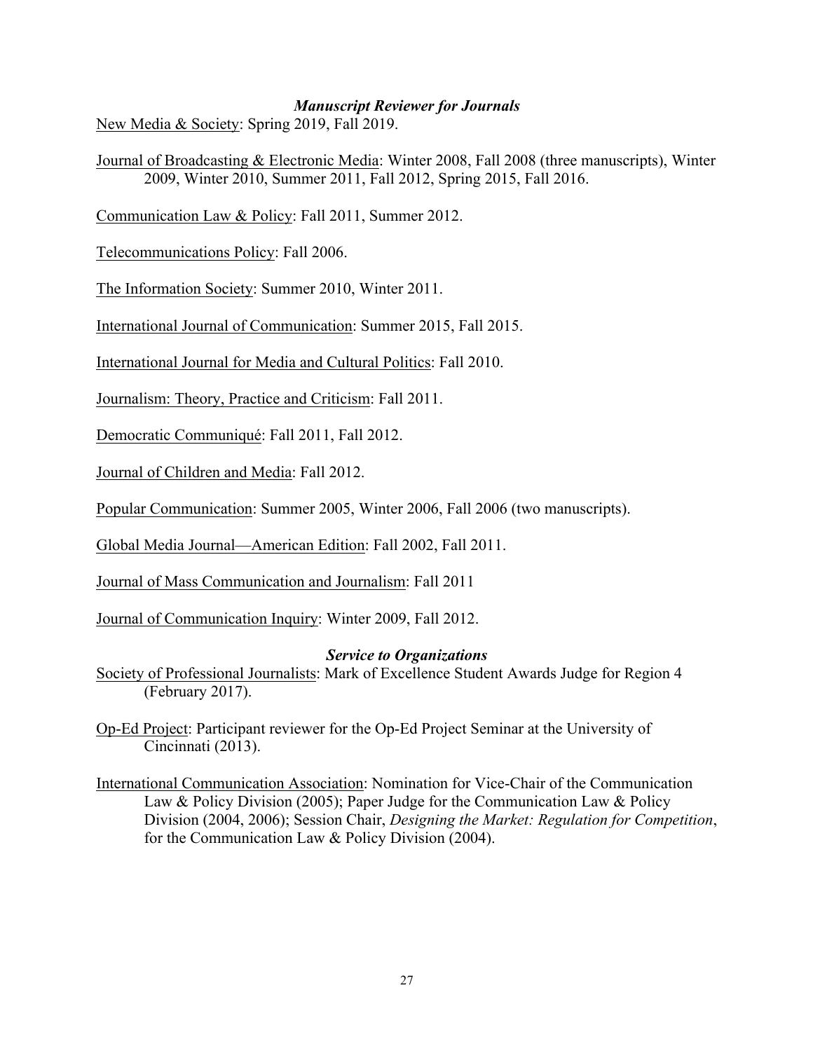### ***Manuscript Reviewer for Journals***

New Media & Society: Spring 2019, Fall 2019.

Journal of Broadcasting & Electronic Media: Winter 2008, Fall 2008 (three manuscripts), Winter 2009, Winter 2010, Summer 2011, Fall 2012, Spring 2015, Fall 2016.

Communication Law & Policy: Fall 2011, Summer 2012.

Telecommunications Policy: Fall 2006.

The Information Society: Summer 2010, Winter 2011.

International Journal of Communication: Summer 2015, Fall 2015.

International Journal for Media and Cultural Politics: Fall 2010.

Journalism: Theory, Practice and Criticism: Fall 2011.

Democratic Communiqué: Fall 2011, Fall 2012.

Journal of Children and Media: Fall 2012.

Popular Communication: Summer 2005, Winter 2006, Fall 2006 (two manuscripts).

Global Media Journal—American Edition: Fall 2002, Fall 2011.

Journal of Mass Communication and Journalism: Fall 2011

Journal of Communication Inquiry: Winter 2009, Fall 2012.

### ***Service to Organizations***

Society of Professional Journalists: Mark of Excellence Student Awards Judge for Region 4 (February 2017).

Op-Ed Project: Participant reviewer for the Op-Ed Project Seminar at the University of Cincinnati (2013).

International Communication Association: Nomination for Vice-Chair of the Communication Law & Policy Division (2005); Paper Judge for the Communication Law & Policy Division (2004, 2006); Session Chair, *Designing the Market: Regulation for Competition*, for the Communication Law & Policy Division (2004).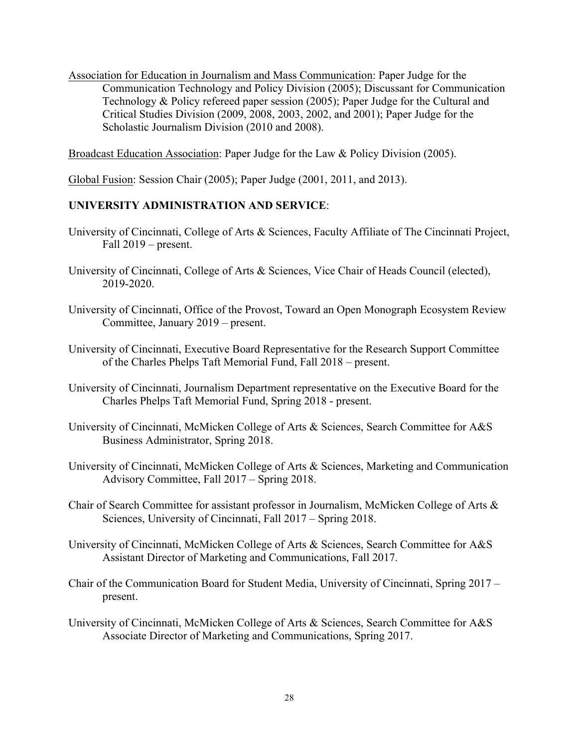<u>Association for Education in Journalism and Mass Communication</u>: Paper Judge for the Communication Technology and Policy Division (2005); Discussant for Communication Technology & Policy refereed paper session (2005); Paper Judge for the Cultural and Critical Studies Division (2009, 2008, 2003, 2002, and 2001); Paper Judge for the Scholastic Journalism Division (2010 and 2008).

<u>Broadcast Education Association</u>: Paper Judge for the Law & Policy Division (2005).

<u>Global Fusion</u>: Session Chair (2005); Paper Judge (2001, 2011, and 2013).

**UNIVERSITY ADMINISTRATION AND SERVICE**:

University of Cincinnati, College of Arts & Sciences, Faculty Affiliate of The Cincinnati Project, Fall 2019 – present.

University of Cincinnati, College of Arts & Sciences, Vice Chair of Heads Council (elected), 2019-2020.

University of Cincinnati, Office of the Provost, Toward an Open Monograph Ecosystem Review Committee, January 2019 – present.

University of Cincinnati, Executive Board Representative for the Research Support Committee of the Charles Phelps Taft Memorial Fund, Fall 2018 – present.

University of Cincinnati, Journalism Department representative on the Executive Board for the Charles Phelps Taft Memorial Fund, Spring 2018 - present.

University of Cincinnati, McMicken College of Arts & Sciences, Search Committee for A&S Business Administrator, Spring 2018.

University of Cincinnati, McMicken College of Arts & Sciences, Marketing and Communication Advisory Committee, Fall 2017 – Spring 2018.

Chair of Search Committee for assistant professor in Journalism, McMicken College of Arts & Sciences, University of Cincinnati, Fall 2017 – Spring 2018.

University of Cincinnati, McMicken College of Arts & Sciences, Search Committee for A&S Assistant Director of Marketing and Communications, Fall 2017.

Chair of the Communication Board for Student Media, University of Cincinnati, Spring 2017 – present.

University of Cincinnati, McMicken College of Arts & Sciences, Search Committee for A&S Associate Director of Marketing and Communications, Spring 2017.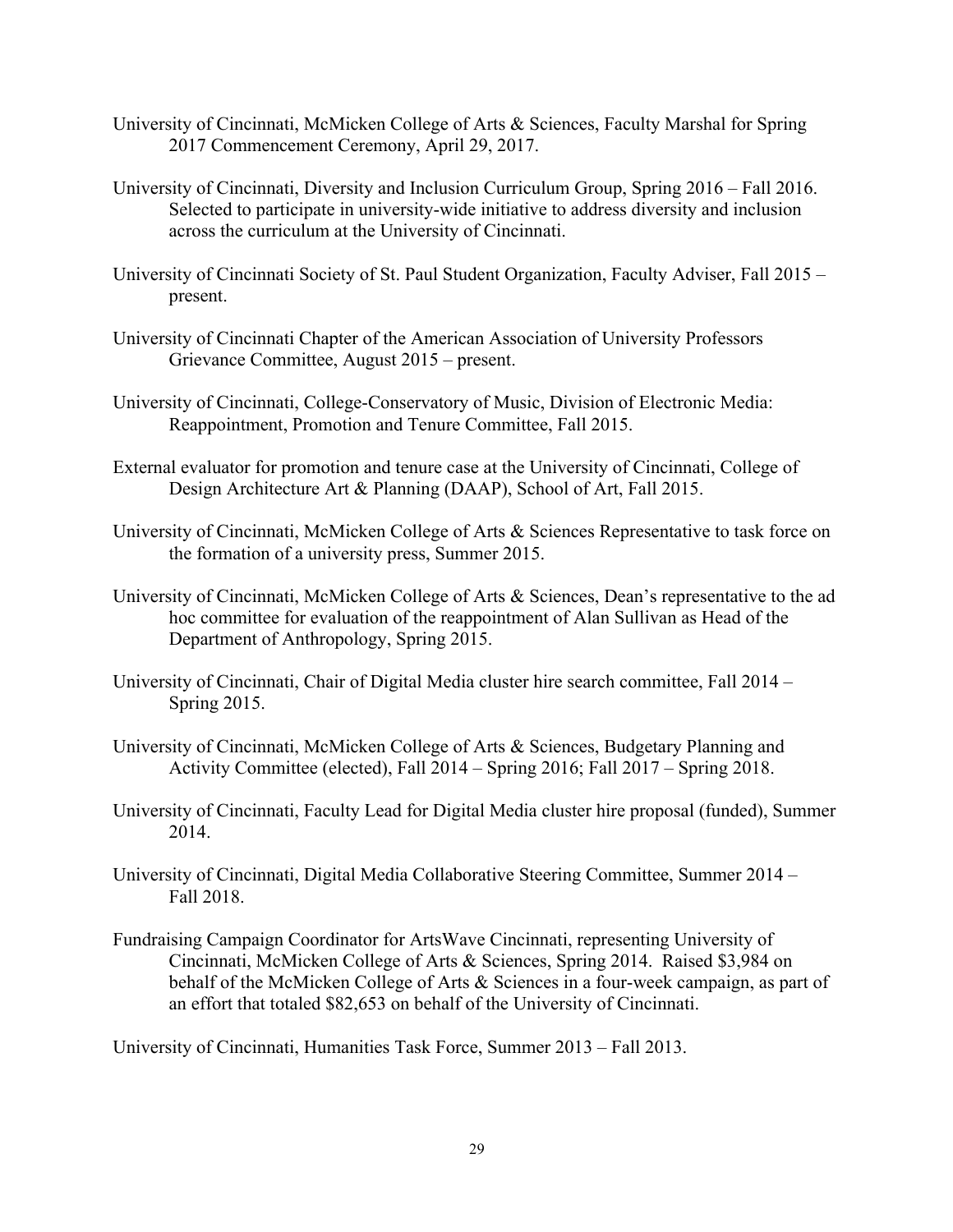University of Cincinnati, McMicken College of Arts & Sciences, Faculty Marshal for Spring 2017 Commencement Ceremony, April 29, 2017.

University of Cincinnati, Diversity and Inclusion Curriculum Group, Spring 2016 – Fall 2016. Selected to participate in university-wide initiative to address diversity and inclusion across the curriculum at the University of Cincinnati.

University of Cincinnati Society of St. Paul Student Organization, Faculty Adviser, Fall 2015 – present.

University of Cincinnati Chapter of the American Association of University Professors Grievance Committee, August 2015 – present.

University of Cincinnati, College-Conservatory of Music, Division of Electronic Media: Reappointment, Promotion and Tenure Committee, Fall 2015.

External evaluator for promotion and tenure case at the University of Cincinnati, College of Design Architecture Art & Planning (DAAP), School of Art, Fall 2015.

University of Cincinnati, McMicken College of Arts & Sciences Representative to task force on the formation of a university press, Summer 2015.

University of Cincinnati, McMicken College of Arts & Sciences, Dean's representative to the ad hoc committee for evaluation of the reappointment of Alan Sullivan as Head of the Department of Anthropology, Spring 2015.

University of Cincinnati, Chair of Digital Media cluster hire search committee, Fall 2014 – Spring 2015.

University of Cincinnati, McMicken College of Arts & Sciences, Budgetary Planning and Activity Committee (elected), Fall 2014 – Spring 2016; Fall 2017 – Spring 2018.

University of Cincinnati, Faculty Lead for Digital Media cluster hire proposal (funded), Summer 2014.

University of Cincinnati, Digital Media Collaborative Steering Committee, Summer 2014 – Fall 2018.

Fundraising Campaign Coordinator for ArtsWave Cincinnati, representing University of Cincinnati, McMicken College of Arts & Sciences, Spring 2014. Raised $3,984 on behalf of the McMicken College of Arts & Sciences in a four-week campaign, as part of an effort that totaled $82,653 on behalf of the University of Cincinnati.

University of Cincinnati, Humanities Task Force, Summer 2013 – Fall 2013.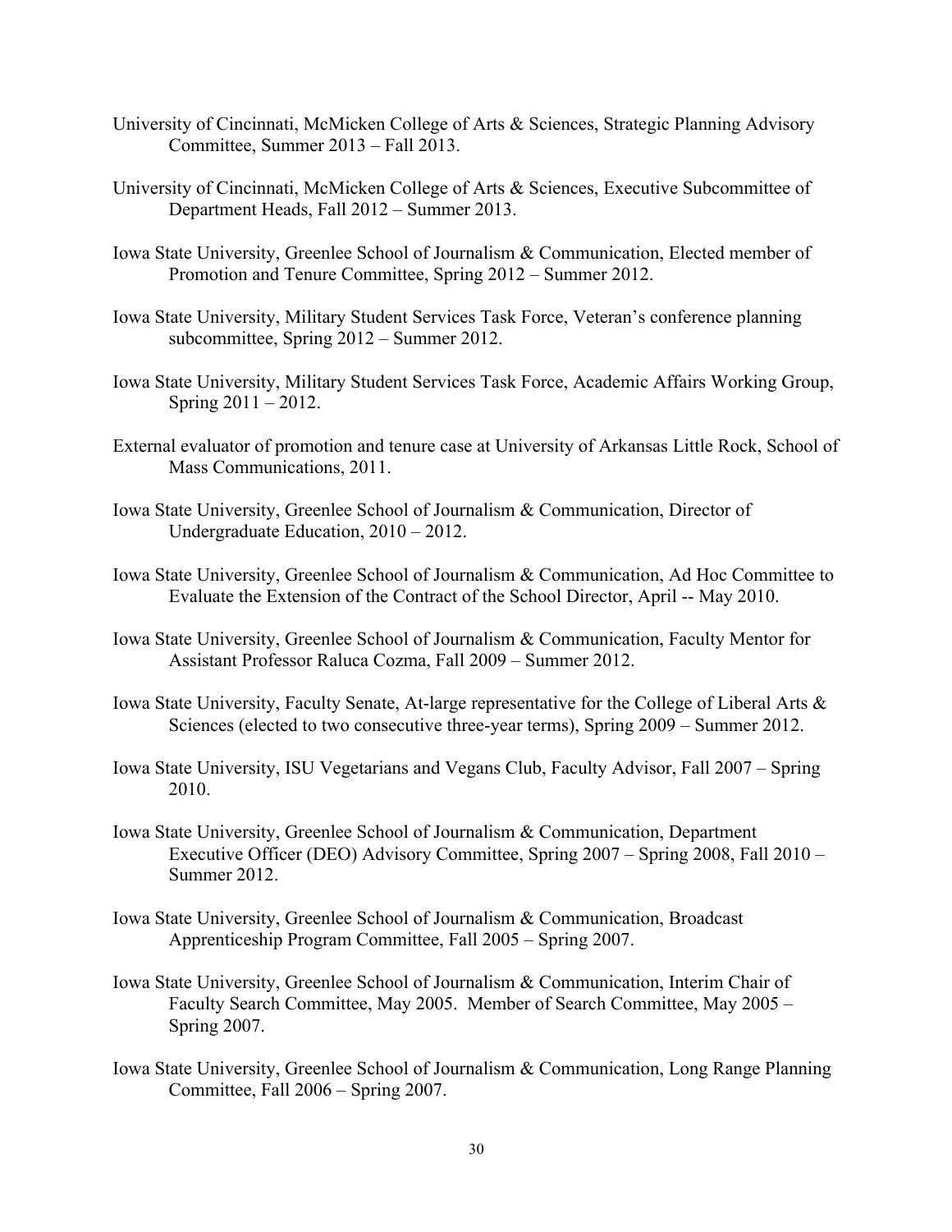University of Cincinnati, McMicken College of Arts & Sciences, Strategic Planning Advisory Committee, Summer 2013 – Fall 2013.

University of Cincinnati, McMicken College of Arts & Sciences, Executive Subcommittee of Department Heads, Fall 2012 – Summer 2013.

Iowa State University, Greenlee School of Journalism & Communication, Elected member of Promotion and Tenure Committee, Spring 2012 – Summer 2012.

Iowa State University, Military Student Services Task Force, Veteran's conference planning subcommittee, Spring 2012 – Summer 2012.

Iowa State University, Military Student Services Task Force, Academic Affairs Working Group, Spring 2011 – 2012.

External evaluator of promotion and tenure case at University of Arkansas Little Rock, School of Mass Communications, 2011.

Iowa State University, Greenlee School of Journalism & Communication, Director of Undergraduate Education, 2010 – 2012.

Iowa State University, Greenlee School of Journalism & Communication, Ad Hoc Committee to Evaluate the Extension of the Contract of the School Director, April -- May 2010.

Iowa State University, Greenlee School of Journalism & Communication, Faculty Mentor for Assistant Professor Raluca Cozma, Fall 2009 – Summer 2012.

Iowa State University, Faculty Senate, At-large representative for the College of Liberal Arts & Sciences (elected to two consecutive three-year terms), Spring 2009 – Summer 2012.

Iowa State University, ISU Vegetarians and Vegans Club, Faculty Advisor, Fall 2007 – Spring 2010.

Iowa State University, Greenlee School of Journalism & Communication, Department Executive Officer (DEO) Advisory Committee, Spring 2007 – Spring 2008, Fall 2010 – Summer 2012.

Iowa State University, Greenlee School of Journalism & Communication, Broadcast Apprenticeship Program Committee, Fall 2005 – Spring 2007.

Iowa State University, Greenlee School of Journalism & Communication, Interim Chair of Faculty Search Committee, May 2005. Member of Search Committee, May 2005 – Spring 2007.

Iowa State University, Greenlee School of Journalism & Communication, Long Range Planning Committee, Fall 2006 – Spring 2007.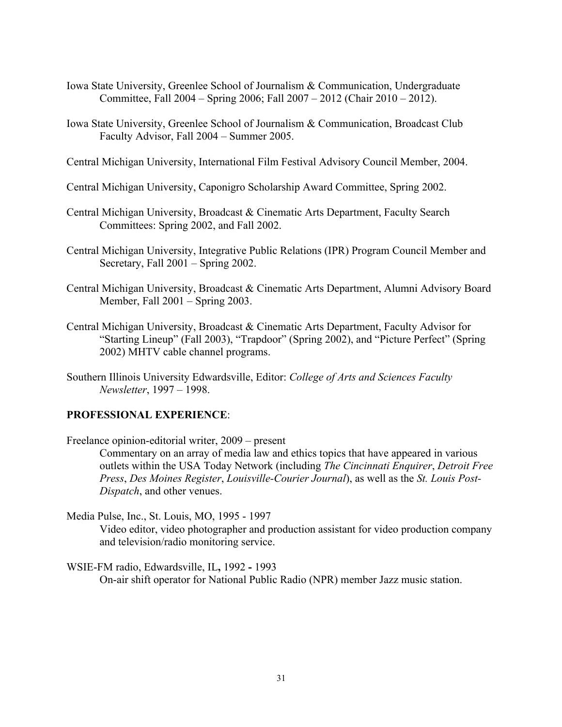Iowa State University, Greenlee School of Journalism & Communication, Undergraduate Committee, Fall 2004 – Spring 2006; Fall 2007 – 2012 (Chair 2010 – 2012).

Iowa State University, Greenlee School of Journalism & Communication, Broadcast Club Faculty Advisor, Fall 2004 – Summer 2005.

Central Michigan University, International Film Festival Advisory Council Member, 2004.

Central Michigan University, Caponigro Scholarship Award Committee, Spring 2002.

Central Michigan University, Broadcast & Cinematic Arts Department, Faculty Search Committees: Spring 2002, and Fall 2002.

Central Michigan University, Integrative Public Relations (IPR) Program Council Member and Secretary, Fall 2001 – Spring 2002.

Central Michigan University, Broadcast & Cinematic Arts Department, Alumni Advisory Board Member, Fall 2001 – Spring 2003.

Central Michigan University, Broadcast & Cinematic Arts Department, Faculty Advisor for "Starting Lineup" (Fall 2003), "Trapdoor" (Spring 2002), and "Picture Perfect" (Spring 2002) MHTV cable channel programs.

Southern Illinois University Edwardsville, Editor: *College of Arts and Sciences Faculty Newsletter*, 1997 – 1998.

**PROFESSIONAL EXPERIENCE**:

Freelance opinion-editorial writer, 2009 – present

Commentary on an array of media law and ethics topics that have appeared in various outlets within the USA Today Network (including *The Cincinnati Enquirer*, *Detroit Free Press*, *Des Moines Register*, *Louisville-Courier Journal*), as well as the *St. Louis Post-Dispatch*, and other venues.

Media Pulse, Inc., St. Louis, MO, 1995 - 1997

Video editor, video photographer and production assistant for video production company and television/radio monitoring service.

WSIE-FM radio, Edwardsville, IL**,** 1992 **-** 1993

On-air shift operator for National Public Radio (NPR) member Jazz music station.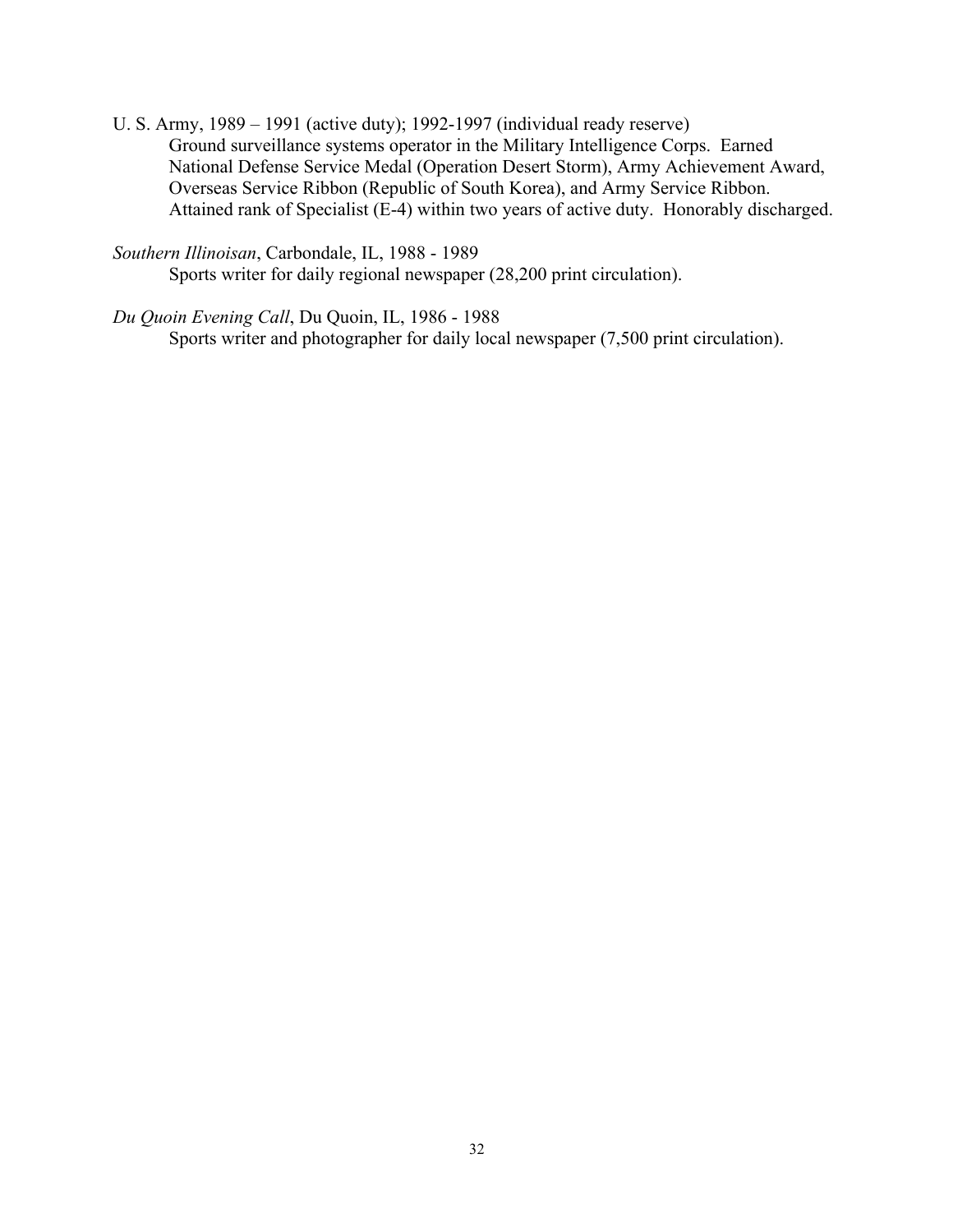U. S. Army, 1989 – 1991 (active duty); 1992-1997 (individual ready reserve)

Ground surveillance systems operator in the Military Intelligence Corps. Earned National Defense Service Medal (Operation Desert Storm), Army Achievement Award, Overseas Service Ribbon (Republic of South Korea), and Army Service Ribbon. Attained rank of Specialist (E-4) within two years of active duty. Honorably discharged.

*Southern Illinoisan*, Carbondale, IL, 1988 - 1989

Sports writer for daily regional newspaper (28,200 print circulation).

*Du Quoin Evening Call*, Du Quoin, IL, 1986 - 1988

Sports writer and photographer for daily local newspaper (7,500 print circulation).